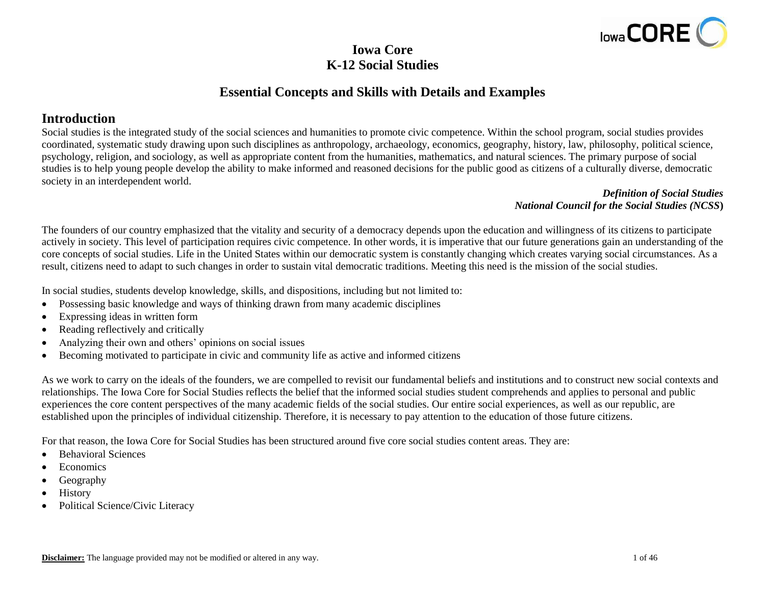# Iowa Core
# K-12 Social Studies

## Essential Concepts and Skills with Details and Examples

## Introduction

Social studies is the integrated study of the social sciences and humanities to promote civic competence. Within the school program, social studies provides coordinated, systematic study drawing upon such disciplines as anthropology, archaeology, economics, geography, history, law, philosophy, political science, psychology, religion, and sociology, as well as appropriate content from the humanities, mathematics, and natural sciences. The primary purpose of social studies is to help young people develop the ability to make informed and reasoned decisions for the public good as citizens of a culturally diverse, democratic society in an interdependent world.

***Definition of Social Studies***
***National Council for the Social Studies (NCSS)***

The founders of our country emphasized that the vitality and security of a democracy depends upon the education and willingness of its citizens to participate actively in society. This level of participation requires civic competence. In other words, it is imperative that our future generations gain an understanding of the core concepts of social studies. Life in the United States within our democratic system is constantly changing which creates varying social circumstances. As a result, citizens need to adapt to such changes in order to sustain vital democratic traditions. Meeting this need is the mission of the social studies.

In social studies, students develop knowledge, skills, and dispositions, including but not limited to:

- Possessing basic knowledge and ways of thinking drawn from many academic disciplines
- Expressing ideas in written form
- Reading reflectively and critically
- Analyzing their own and others' opinions on social issues
- Becoming motivated to participate in civic and community life as active and informed citizens

As we work to carry on the ideals of the founders, we are compelled to revisit our fundamental beliefs and institutions and to construct new social contexts and relationships. The Iowa Core for Social Studies reflects the belief that the informed social studies student comprehends and applies to personal and public experiences the core content perspectives of the many academic fields of the social studies. Our entire social experiences, as well as our republic, are established upon the principles of individual citizenship. Therefore, it is necessary to pay attention to the education of those future citizens.

For that reason, the Iowa Core for Social Studies has been structured around five core social studies content areas. They are:

- Behavioral Sciences
- Economics
- Geography
- History
- Political Science/Civic Literacy

**Disclaimer:** The language provided may not be modified or altered in any way.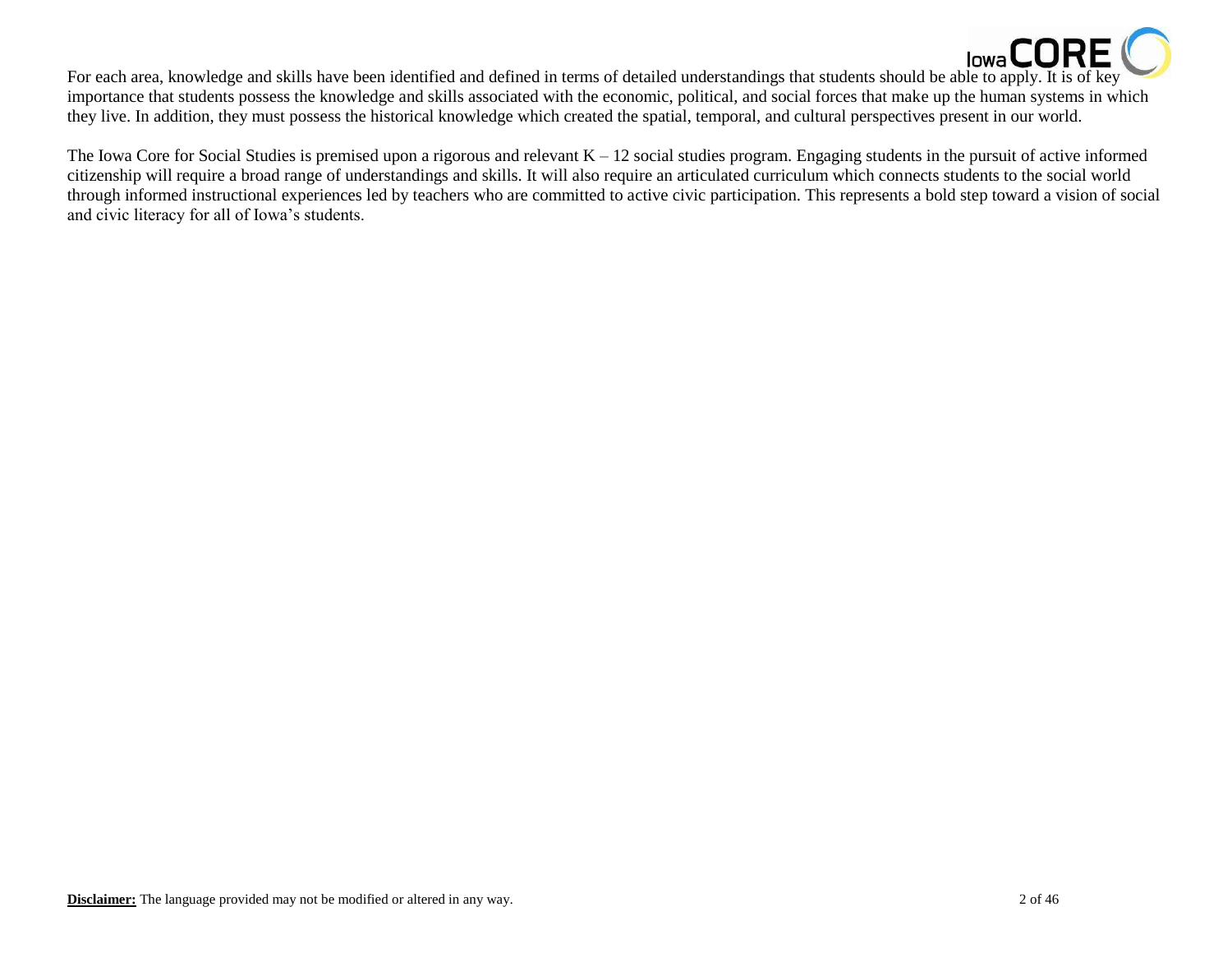For each area, knowledge and skills have been identified and defined in terms of detailed understandings that students should be able to apply. It is of key importance that students possess the knowledge and skills associated with the economic, political, and social forces that make up the human systems in which they live. In addition, they must possess the historical knowledge which created the spatial, temporal, and cultural perspectives present in our world.

The Iowa Core for Social Studies is premised upon a rigorous and relevant K – 12 social studies program. Engaging students in the pursuit of active informed citizenship will require a broad range of understandings and skills. It will also require an articulated curriculum which connects students to the social world through informed instructional experiences led by teachers who are committed to active civic participation. This represents a bold step toward a vision of social and civic literacy for all of Iowa's students.

**Disclaimer:** The language provided may not be modified or altered in any way.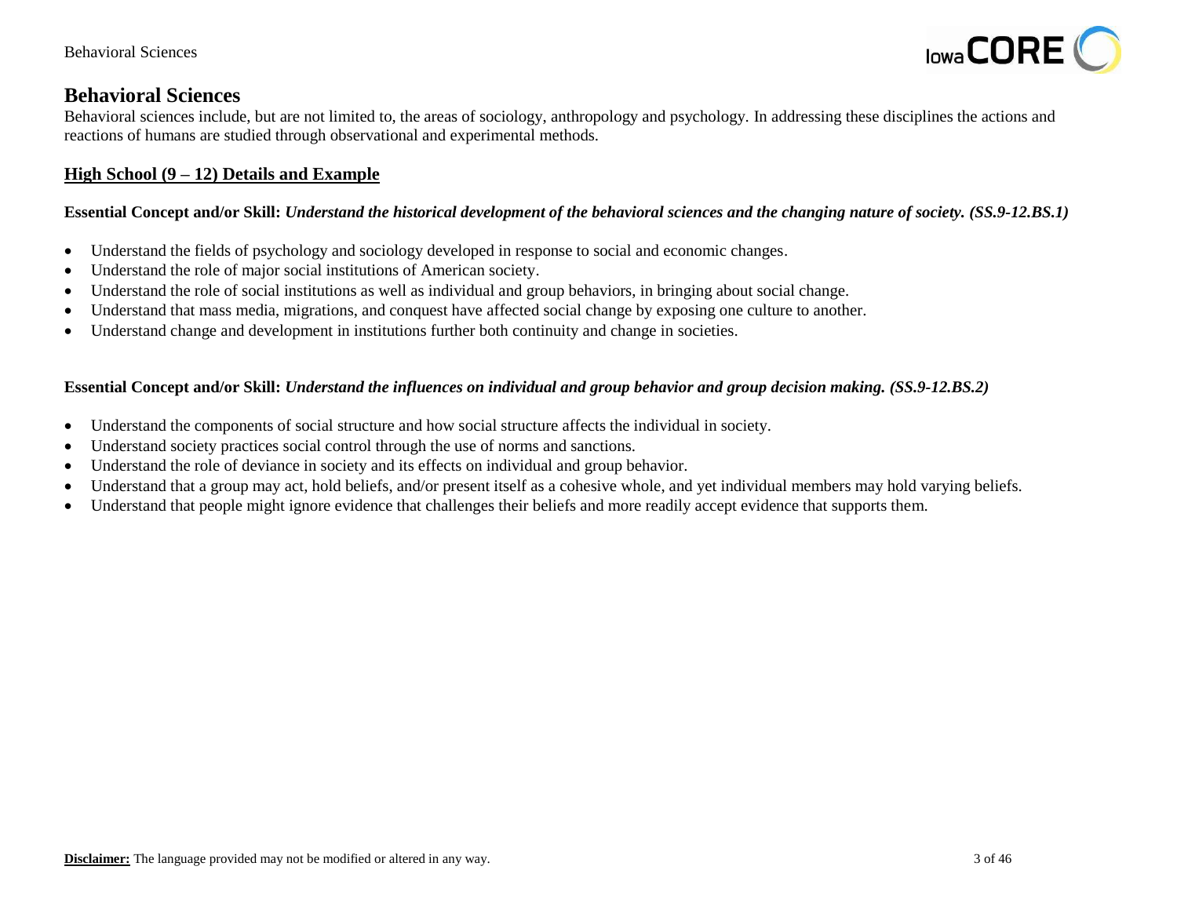# Behavioral Sciences

Behavioral sciences include, but are not limited to, the areas of sociology, anthropology and psychology. In addressing these disciplines the actions and reactions of humans are studied through observational and experimental methods.

## High School (9 – 12) Details and Example

**Essential Concept and/or Skill:** ***Understand the historical development of the behavioral sciences and the changing nature of society. (SS.9-12.BS.1)***

- Understand the fields of psychology and sociology developed in response to social and economic changes.
- Understand the role of major social institutions of American society.
- Understand the role of social institutions as well as individual and group behaviors, in bringing about social change.
- Understand that mass media, migrations, and conquest have affected social change by exposing one culture to another.
- Understand change and development in institutions further both continuity and change in societies.

**Essential Concept and/or Skill:** ***Understand the influences on individual and group behavior and group decision making. (SS.9-12.BS.2)***

- Understand the components of social structure and how social structure affects the individual in society.
- Understand society practices social control through the use of norms and sanctions.
- Understand the role of deviance in society and its effects on individual and group behavior.
- Understand that a group may act, hold beliefs, and/or present itself as a cohesive whole, and yet individual members may hold varying beliefs.
- Understand that people might ignore evidence that challenges their beliefs and more readily accept evidence that supports them.

**Disclaimer:** The language provided may not be modified or altered in any way.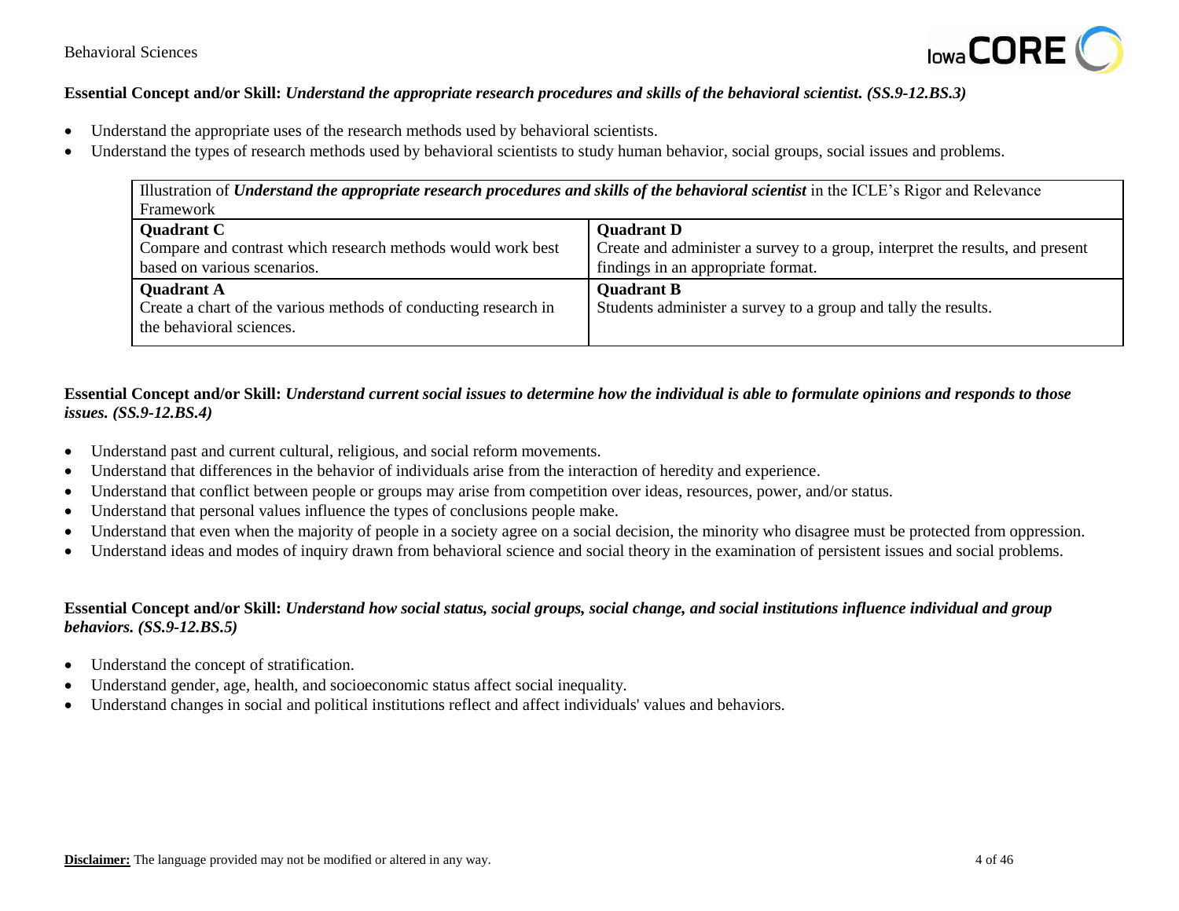**Essential Concept and/or Skill:** ***Understand the appropriate research procedures and skills of the behavioral scientist. (SS.9-12.BS.3)***

- Understand the appropriate uses of the research methods used by behavioral scientists.
- Understand the types of research methods used by behavioral scientists to study human behavior, social groups, social issues and problems.

| Illustration of ***Understand the appropriate research procedures and skills of the behavioral scientist*** in the ICLE's Rigor and Relevance Framework | |
|---|---|
| **Quadrant C**<br>Compare and contrast which research methods would work best based on various scenarios. | **Quadrant D**<br>Create and administer a survey to a group, interpret the results, and present findings in an appropriate format. |
| **Quadrant A**<br>Create a chart of the various methods of conducting research in the behavioral sciences. | **Quadrant B**<br>Students administer a survey to a group and tally the results. |

**Essential Concept and/or Skill:** ***Understand current social issues to determine how the individual is able to formulate opinions and responds to those issues. (SS.9-12.BS.4)***

- Understand past and current cultural, religious, and social reform movements.
- Understand that differences in the behavior of individuals arise from the interaction of heredity and experience.
- Understand that conflict between people or groups may arise from competition over ideas, resources, power, and/or status.
- Understand that personal values influence the types of conclusions people make.
- Understand that even when the majority of people in a society agree on a social decision, the minority who disagree must be protected from oppression.
- Understand ideas and modes of inquiry drawn from behavioral science and social theory in the examination of persistent issues and social problems.

**Essential Concept and/or Skill:** ***Understand how social status, social groups, social change, and social institutions influence individual and group behaviors. (SS.9-12.BS.5)***

- Understand the concept of stratification.
- Understand gender, age, health, and socioeconomic status affect social inequality.
- Understand changes in social and political institutions reflect and affect individuals' values and behaviors.

**Disclaimer:** The language provided may not be modified or altered in any way.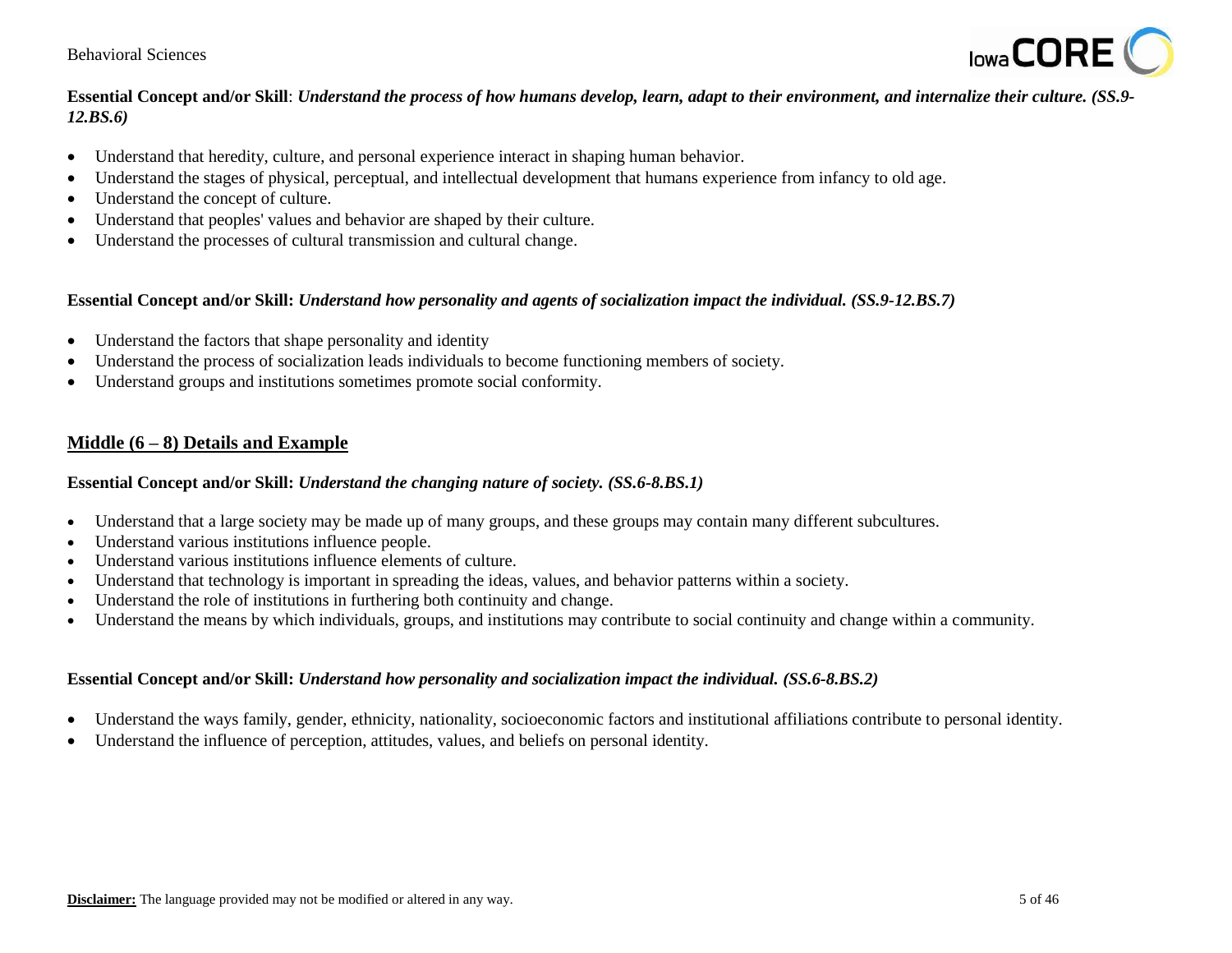**Essential Concept and/or Skill**: ***Understand the process of how humans develop, learn, adapt to their environment, and internalize their culture. (SS.9-12.BS.6)***

- Understand that heredity, culture, and personal experience interact in shaping human behavior.
- Understand the stages of physical, perceptual, and intellectual development that humans experience from infancy to old age.
- Understand the concept of culture.
- Understand that peoples' values and behavior are shaped by their culture.
- Understand the processes of cultural transmission and cultural change.

**Essential Concept and/or Skill:** ***Understand how personality and agents of socialization impact the individual. (SS.9-12.BS.7)***

- Understand the factors that shape personality and identity
- Understand the process of socialization leads individuals to become functioning members of society.
- Understand groups and institutions sometimes promote social conformity.

## Middle (6 – 8) Details and Example

**Essential Concept and/or Skill:** ***Understand the changing nature of society. (SS.6-8.BS.1)***

- Understand that a large society may be made up of many groups, and these groups may contain many different subcultures.
- Understand various institutions influence people.
- Understand various institutions influence elements of culture.
- Understand that technology is important in spreading the ideas, values, and behavior patterns within a society.
- Understand the role of institutions in furthering both continuity and change.
- Understand the means by which individuals, groups, and institutions may contribute to social continuity and change within a community.

**Essential Concept and/or Skill:** ***Understand how personality and socialization impact the individual. (SS.6-8.BS.2)***

- Understand the ways family, gender, ethnicity, nationality, socioeconomic factors and institutional affiliations contribute to personal identity.
- Understand the influence of perception, attitudes, values, and beliefs on personal identity.

**Disclaimer:** The language provided may not be modified or altered in any way.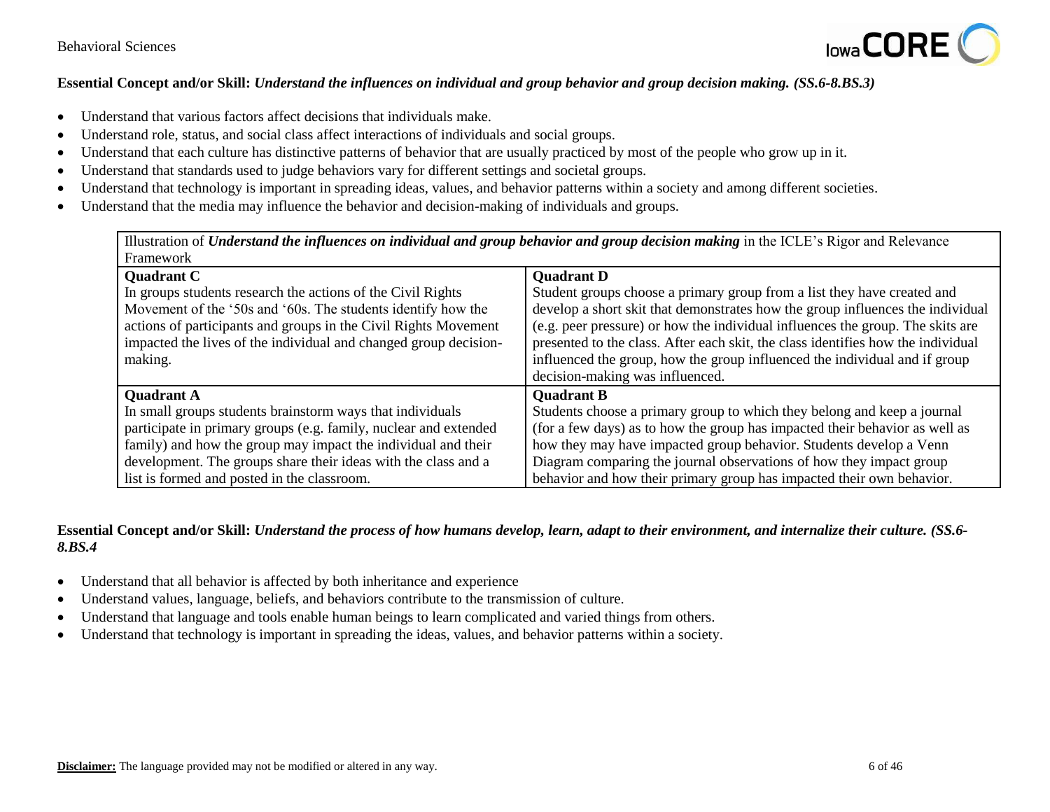**Essential Concept and/or Skill:** ***Understand the influences on individual and group behavior and group decision making. (SS.6-8.BS.3)***

- Understand that various factors affect decisions that individuals make.
- Understand role, status, and social class affect interactions of individuals and social groups.
- Understand that each culture has distinctive patterns of behavior that are usually practiced by most of the people who grow up in it.
- Understand that standards used to judge behaviors vary for different settings and societal groups.
- Understand that technology is important in spreading ideas, values, and behavior patterns within a society and among different societies.
- Understand that the media may influence the behavior and decision-making of individuals and groups.

| Illustration of ***Understand the influences on individual and group behavior and group decision making*** in the ICLE's Rigor and Relevance Framework | |
|---|---|
| **Quadrant C**<br>In groups students research the actions of the Civil Rights Movement of the '50s and '60s. The students identify how the actions of participants and groups in the Civil Rights Movement impacted the lives of the individual and changed group decision-making. | **Quadrant D**<br>Student groups choose a primary group from a list they have created and develop a short skit that demonstrates how the group influences the individual (e.g. peer pressure) or how the individual influences the group. The skits are presented to the class. After each skit, the class identifies how the individual influenced the group, how the group influenced the individual and if group decision-making was influenced. |
| **Quadrant A**<br>In small groups students brainstorm ways that individuals participate in primary groups (e.g. family, nuclear and extended family) and how the group may impact the individual and their development. The groups share their ideas with the class and a list is formed and posted in the classroom. | **Quadrant B**<br>Students choose a primary group to which they belong and keep a journal (for a few days) as to how the group has impacted their behavior as well as how they may have impacted group behavior. Students develop a Venn Diagram comparing the journal observations of how they impact group behavior and how their primary group has impacted their own behavior. |

**Essential Concept and/or Skill:** ***Understand the process of how humans develop, learn, adapt to their environment, and internalize their culture. (SS.6-8.BS.4***

- Understand that all behavior is affected by both inheritance and experience
- Understand values, language, beliefs, and behaviors contribute to the transmission of culture.
- Understand that language and tools enable human beings to learn complicated and varied things from others.
- Understand that technology is important in spreading the ideas, values, and behavior patterns within a society.

**Disclaimer:** The language provided may not be modified or altered in any way.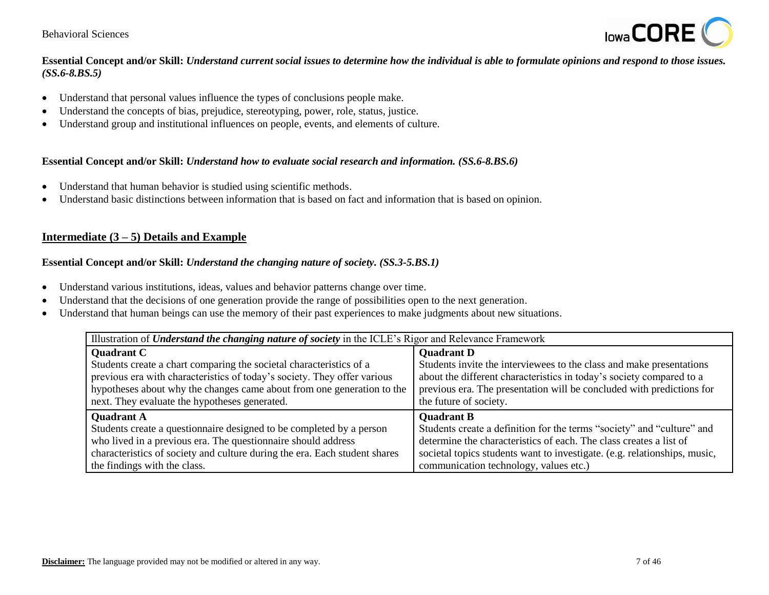**Essential Concept and/or Skill:** ***Understand current social issues to determine how the individual is able to formulate opinions and respond to those issues. (SS.6-8.BS.5)***

- Understand that personal values influence the types of conclusions people make.
- Understand the concepts of bias, prejudice, stereotyping, power, role, status, justice.
- Understand group and institutional influences on people, events, and elements of culture.

**Essential Concept and/or Skill:** ***Understand how to evaluate social research and information. (SS.6-8.BS.6)***

- Understand that human behavior is studied using scientific methods.
- Understand basic distinctions between information that is based on fact and information that is based on opinion.

## Intermediate (3 – 5) Details and Example

**Essential Concept and/or Skill:** ***Understand the changing nature of society. (SS.3-5.BS.1)***

- Understand various institutions, ideas, values and behavior patterns change over time.
- Understand that the decisions of one generation provide the range of possibilities open to the next generation.
- Understand that human beings can use the memory of their past experiences to make judgments about new situations.

| Illustration of ***Understand the changing nature of society*** in the ICLE's Rigor and Relevance Framework | |
|---|---|
| **Quadrant C**<br>Students create a chart comparing the societal characteristics of a previous era with characteristics of today's society. They offer various hypotheses about why the changes came about from one generation to the next. They evaluate the hypotheses generated. | **Quadrant D**<br>Students invite the interviewees to the class and make presentations about the different characteristics in today's society compared to a previous era. The presentation will be concluded with predictions for the future of society. |
| **Quadrant A**<br>Students create a questionnaire designed to be completed by a person who lived in a previous era. The questionnaire should address characteristics of society and culture during the era. Each student shares the findings with the class. | **Quadrant B**<br>Students create a definition for the terms "society" and "culture" and determine the characteristics of each. The class creates a list of societal topics students want to investigate. (e.g. relationships, music, communication technology, values etc.) |

**Disclaimer:** The language provided may not be modified or altered in any way.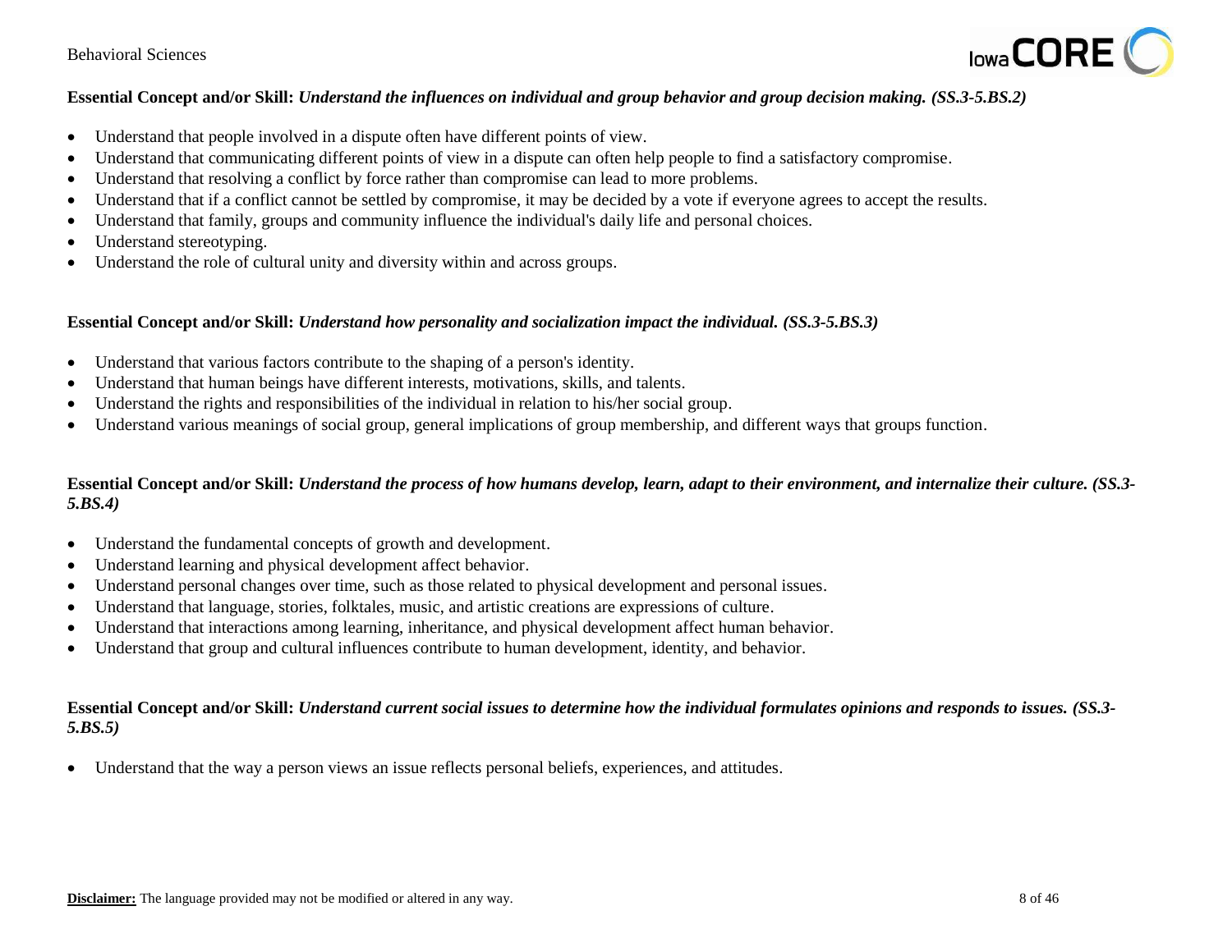**Essential Concept and/or Skill:** ***Understand the influences on individual and group behavior and group decision making. (SS.3-5.BS.2)***

- Understand that people involved in a dispute often have different points of view.
- Understand that communicating different points of view in a dispute can often help people to find a satisfactory compromise.
- Understand that resolving a conflict by force rather than compromise can lead to more problems.
- Understand that if a conflict cannot be settled by compromise, it may be decided by a vote if everyone agrees to accept the results.
- Understand that family, groups and community influence the individual's daily life and personal choices.
- Understand stereotyping.
- Understand the role of cultural unity and diversity within and across groups.

**Essential Concept and/or Skill:** ***Understand how personality and socialization impact the individual. (SS.3-5.BS.3)***

- Understand that various factors contribute to the shaping of a person's identity.
- Understand that human beings have different interests, motivations, skills, and talents.
- Understand the rights and responsibilities of the individual in relation to his/her social group.
- Understand various meanings of social group, general implications of group membership, and different ways that groups function.

**Essential Concept and/or Skill:** ***Understand the process of how humans develop, learn, adapt to their environment, and internalize their culture. (SS.3-5.BS.4)***

- Understand the fundamental concepts of growth and development.
- Understand learning and physical development affect behavior.
- Understand personal changes over time, such as those related to physical development and personal issues.
- Understand that language, stories, folktales, music, and artistic creations are expressions of culture.
- Understand that interactions among learning, inheritance, and physical development affect human behavior.
- Understand that group and cultural influences contribute to human development, identity, and behavior.

**Essential Concept and/or Skill:** ***Understand current social issues to determine how the individual formulates opinions and responds to issues. (SS.3-5.BS.5)***

- Understand that the way a person views an issue reflects personal beliefs, experiences, and attitudes.

**Disclaimer:** The language provided may not be modified or altered in any way.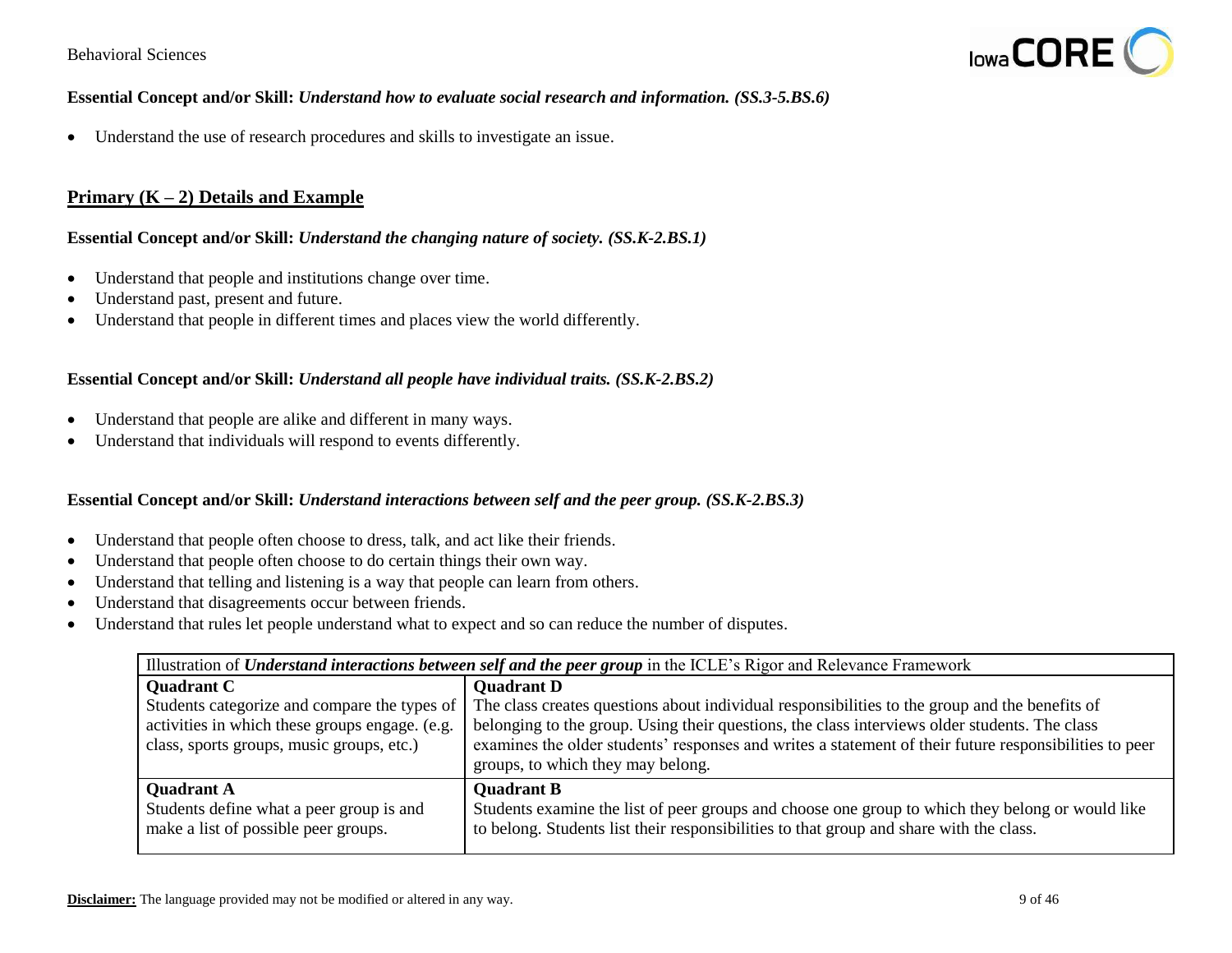**Essential Concept and/or Skill:** ***Understand how to evaluate social research and information. (SS.3-5.BS.6)***

- Understand the use of research procedures and skills to investigate an issue.

## Primary (K – 2) Details and Example

**Essential Concept and/or Skill:** ***Understand the changing nature of society. (SS.K-2.BS.1)***

- Understand that people and institutions change over time.
- Understand past, present and future.
- Understand that people in different times and places view the world differently.

**Essential Concept and/or Skill:** ***Understand all people have individual traits. (SS.K-2.BS.2)***

- Understand that people are alike and different in many ways.
- Understand that individuals will respond to events differently.

**Essential Concept and/or Skill:** ***Understand interactions between self and the peer group. (SS.K-2.BS.3)***

- Understand that people often choose to dress, talk, and act like their friends.
- Understand that people often choose to do certain things their own way.
- Understand that telling and listening is a way that people can learn from others.
- Understand that disagreements occur between friends.
- Understand that rules let people understand what to expect and so can reduce the number of disputes.

| Illustration of ***Understand interactions between self and the peer group*** in the ICLE's Rigor and Relevance Framework | |
|---|---|
| **Quadrant C**<br>Students categorize and compare the types of activities in which these groups engage. (e.g. class, sports groups, music groups, etc.) | **Quadrant D**<br>The class creates questions about individual responsibilities to the group and the benefits of belonging to the group. Using their questions, the class interviews older students. The class examines the older students' responses and writes a statement of their future responsibilities to peer groups, to which they may belong. |
| **Quadrant A**<br>Students define what a peer group is and make a list of possible peer groups. | **Quadrant B**<br>Students examine the list of peer groups and choose one group to which they belong or would like to belong. Students list their responsibilities to that group and share with the class. |

**Disclaimer:** The language provided may not be modified or altered in any way.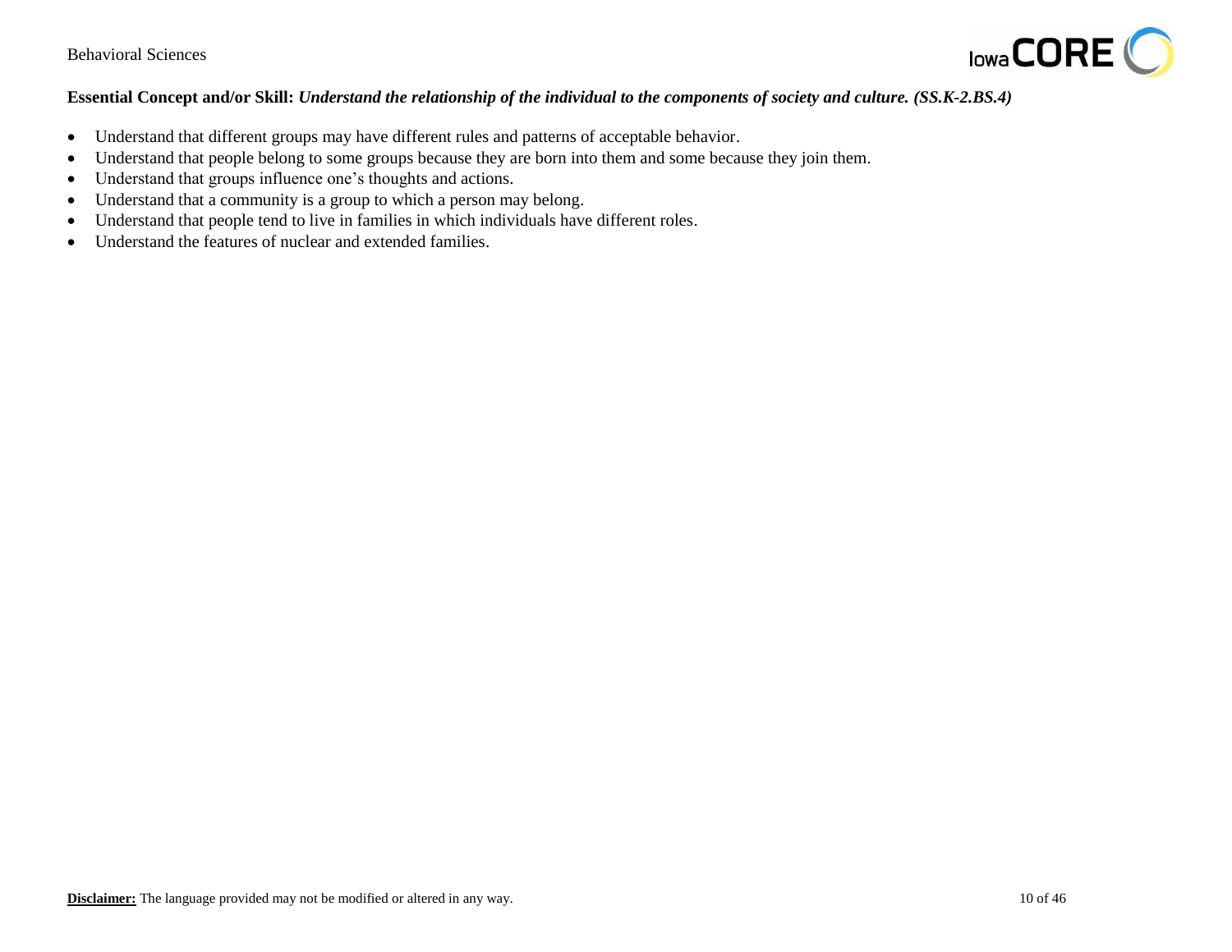**Essential Concept and/or Skill:** ***Understand the relationship of the individual to the components of society and culture. (SS.K-2.BS.4)***

- Understand that different groups may have different rules and patterns of acceptable behavior.
- Understand that people belong to some groups because they are born into them and some because they join them.
- Understand that groups influence one's thoughts and actions.
- Understand that a community is a group to which a person may belong.
- Understand that people tend to live in families in which individuals have different roles.
- Understand the features of nuclear and extended families.

**Disclaimer:** The language provided may not be modified or altered in any way.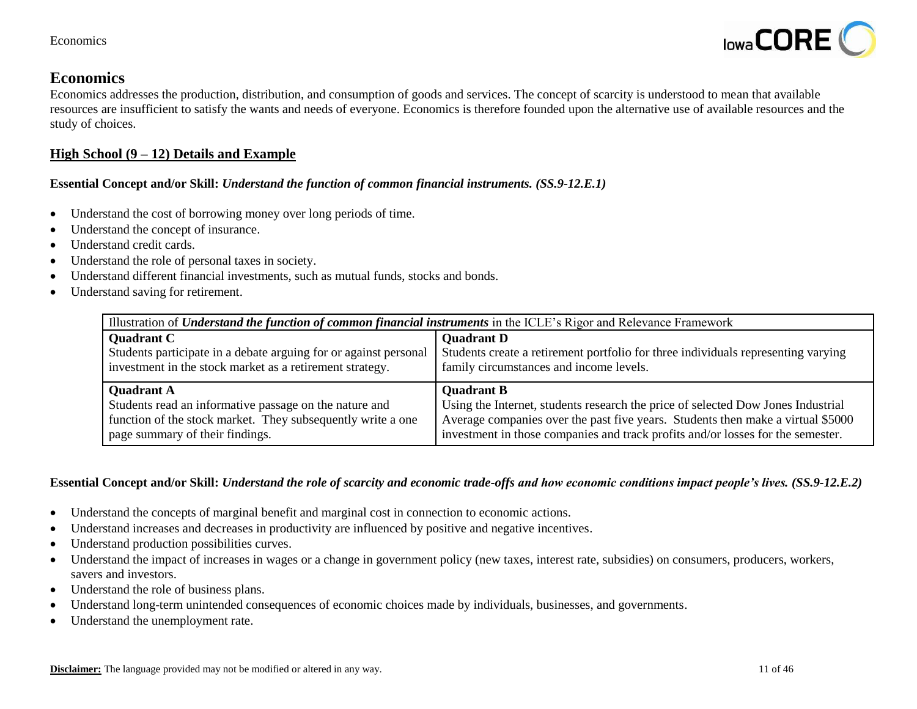# Economics

Economics addresses the production, distribution, and consumption of goods and services. The concept of scarcity is understood to mean that available resources are insufficient to satisfy the wants and needs of everyone. Economics is therefore founded upon the alternative use of available resources and the study of choices.

## High School (9 – 12) Details and Example

**Essential Concept and/or Skill:** ***Understand the function of common financial instruments. (SS.9-12.E.1)***

- Understand the cost of borrowing money over long periods of time.
- Understand the concept of insurance.
- Understand credit cards.
- Understand the role of personal taxes in society.
- Understand different financial investments, such as mutual funds, stocks and bonds.
- Understand saving for retirement.

| Illustration of ***Understand the function of common financial instruments*** in the ICLE's Rigor and Relevance Framework | |
|---|---|
| **Quadrant C**<br>Students participate in a debate arguing for or against personal investment in the stock market as a retirement strategy. | **Quadrant D**<br>Students create a retirement portfolio for three individuals representing varying family circumstances and income levels. |
| **Quadrant A**<br>Students read an informative passage on the nature and function of the stock market. They subsequently write a one page summary of their findings. | **Quadrant B**<br>Using the Internet, students research the price of selected Dow Jones Industrial Average companies over the past five years. Students then make a virtual $5000 investment in those companies and track profits and/or losses for the semester. |

**Essential Concept and/or Skill:** ***Understand the role of scarcity and economic trade-offs and how economic conditions impact people's lives. (SS.9-12.E.2)***

- Understand the concepts of marginal benefit and marginal cost in connection to economic actions.
- Understand increases and decreases in productivity are influenced by positive and negative incentives.
- Understand production possibilities curves.
- Understand the impact of increases in wages or a change in government policy (new taxes, interest rate, subsidies) on consumers, producers, workers, savers and investors.
- Understand the role of business plans.
- Understand long-term unintended consequences of economic choices made by individuals, businesses, and governments.
- Understand the unemployment rate.

**Disclaimer:** The language provided may not be modified or altered in any way.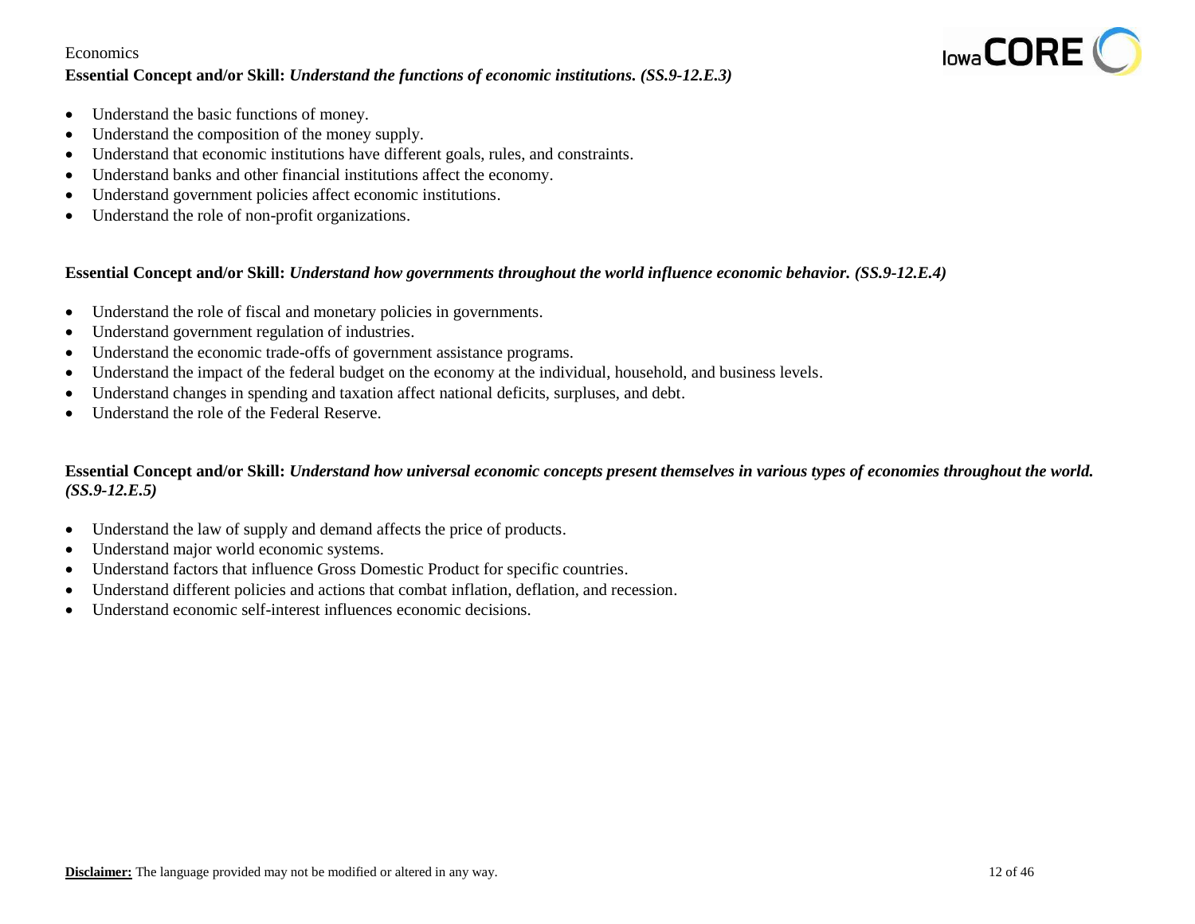Economics

**Essential Concept and/or Skill:** ***Understand the functions of economic institutions. (SS.9-12.E.3)***

- Understand the basic functions of money.
- Understand the composition of the money supply.
- Understand that economic institutions have different goals, rules, and constraints.
- Understand banks and other financial institutions affect the economy.
- Understand government policies affect economic institutions.
- Understand the role of non-profit organizations.

**Essential Concept and/or Skill:** ***Understand how governments throughout the world influence economic behavior. (SS.9-12.E.4)***

- Understand the role of fiscal and monetary policies in governments.
- Understand government regulation of industries.
- Understand the economic trade-offs of government assistance programs.
- Understand the impact of the federal budget on the economy at the individual, household, and business levels.
- Understand changes in spending and taxation affect national deficits, surpluses, and debt.
- Understand the role of the Federal Reserve.

**Essential Concept and/or Skill:** ***Understand how universal economic concepts present themselves in various types of economies throughout the world. (SS.9-12.E.5)***

- Understand the law of supply and demand affects the price of products.
- Understand major world economic systems.
- Understand factors that influence Gross Domestic Product for specific countries.
- Understand different policies and actions that combat inflation, deflation, and recession.
- Understand economic self-interest influences economic decisions.

**Disclaimer:** The language provided may not be modified or altered in any way.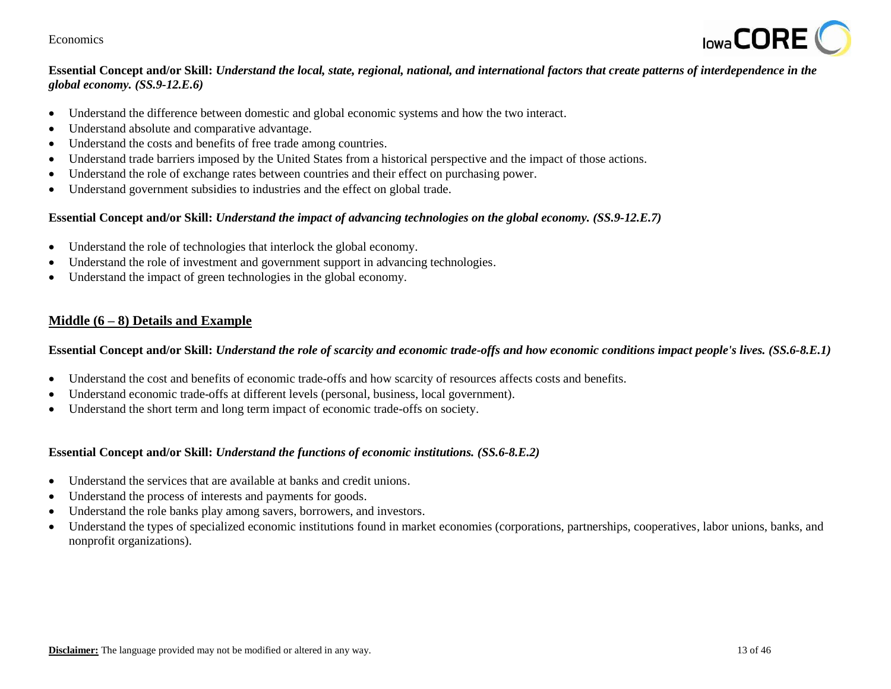**Essential Concept and/or Skill:** ***Understand the local, state, regional, national, and international factors that create patterns of interdependence in the global economy. (SS.9-12.E.6)***

- Understand the difference between domestic and global economic systems and how the two interact.
- Understand absolute and comparative advantage.
- Understand the costs and benefits of free trade among countries.
- Understand trade barriers imposed by the United States from a historical perspective and the impact of those actions.
- Understand the role of exchange rates between countries and their effect on purchasing power.
- Understand government subsidies to industries and the effect on global trade.

**Essential Concept and/or Skill:** ***Understand the impact of advancing technologies on the global economy. (SS.9-12.E.7)***

- Understand the role of technologies that interlock the global economy.
- Understand the role of investment and government support in advancing technologies.
- Understand the impact of green technologies in the global economy.

## Middle (6 – 8) Details and Example

**Essential Concept and/or Skill:** ***Understand the role of scarcity and economic trade-offs and how economic conditions impact people's lives. (SS.6-8.E.1)***

- Understand the cost and benefits of economic trade-offs and how scarcity of resources affects costs and benefits.
- Understand economic trade-offs at different levels (personal, business, local government).
- Understand the short term and long term impact of economic trade-offs on society.

**Essential Concept and/or Skill:** ***Understand the functions of economic institutions. (SS.6-8.E.2)***

- Understand the services that are available at banks and credit unions.
- Understand the process of interests and payments for goods.
- Understand the role banks play among savers, borrowers, and investors.
- Understand the types of specialized economic institutions found in market economies (corporations, partnerships, cooperatives, labor unions, banks, and nonprofit organizations).

**Disclaimer:** The language provided may not be modified or altered in any way.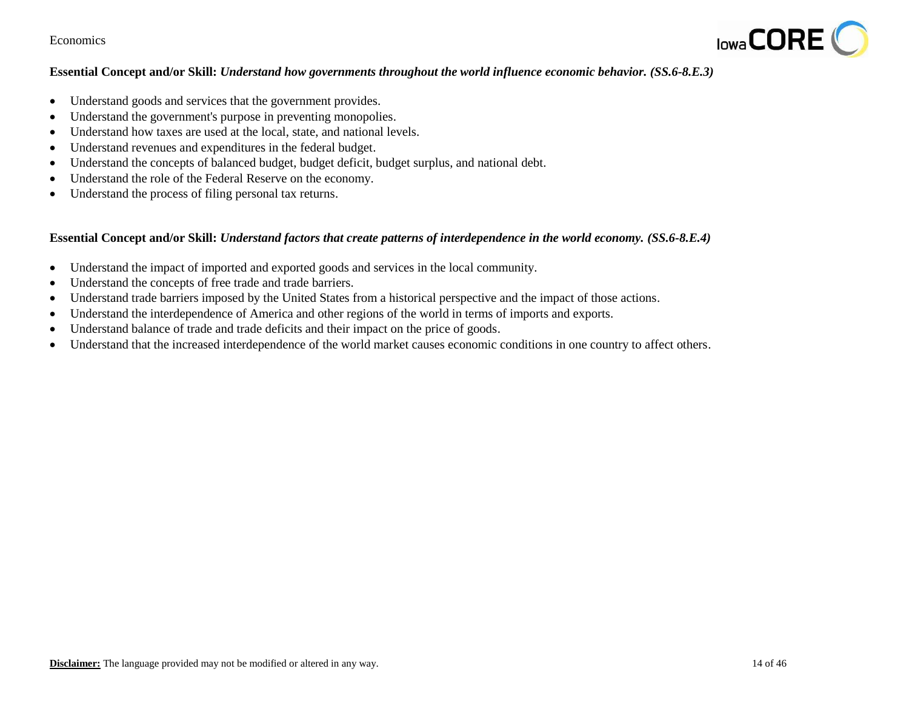**Essential Concept and/or Skill:** ***Understand how governments throughout the world influence economic behavior. (SS.6-8.E.3)***

- Understand goods and services that the government provides.
- Understand the government's purpose in preventing monopolies.
- Understand how taxes are used at the local, state, and national levels.
- Understand revenues and expenditures in the federal budget.
- Understand the concepts of balanced budget, budget deficit, budget surplus, and national debt.
- Understand the role of the Federal Reserve on the economy.
- Understand the process of filing personal tax returns.

**Essential Concept and/or Skill:** ***Understand factors that create patterns of interdependence in the world economy. (SS.6-8.E.4)***

- Understand the impact of imported and exported goods and services in the local community.
- Understand the concepts of free trade and trade barriers.
- Understand trade barriers imposed by the United States from a historical perspective and the impact of those actions.
- Understand the interdependence of America and other regions of the world in terms of imports and exports.
- Understand balance of trade and trade deficits and their impact on the price of goods.
- Understand that the increased interdependence of the world market causes economic conditions in one country to affect others.

**Disclaimer:** The language provided may not be modified or altered in any way.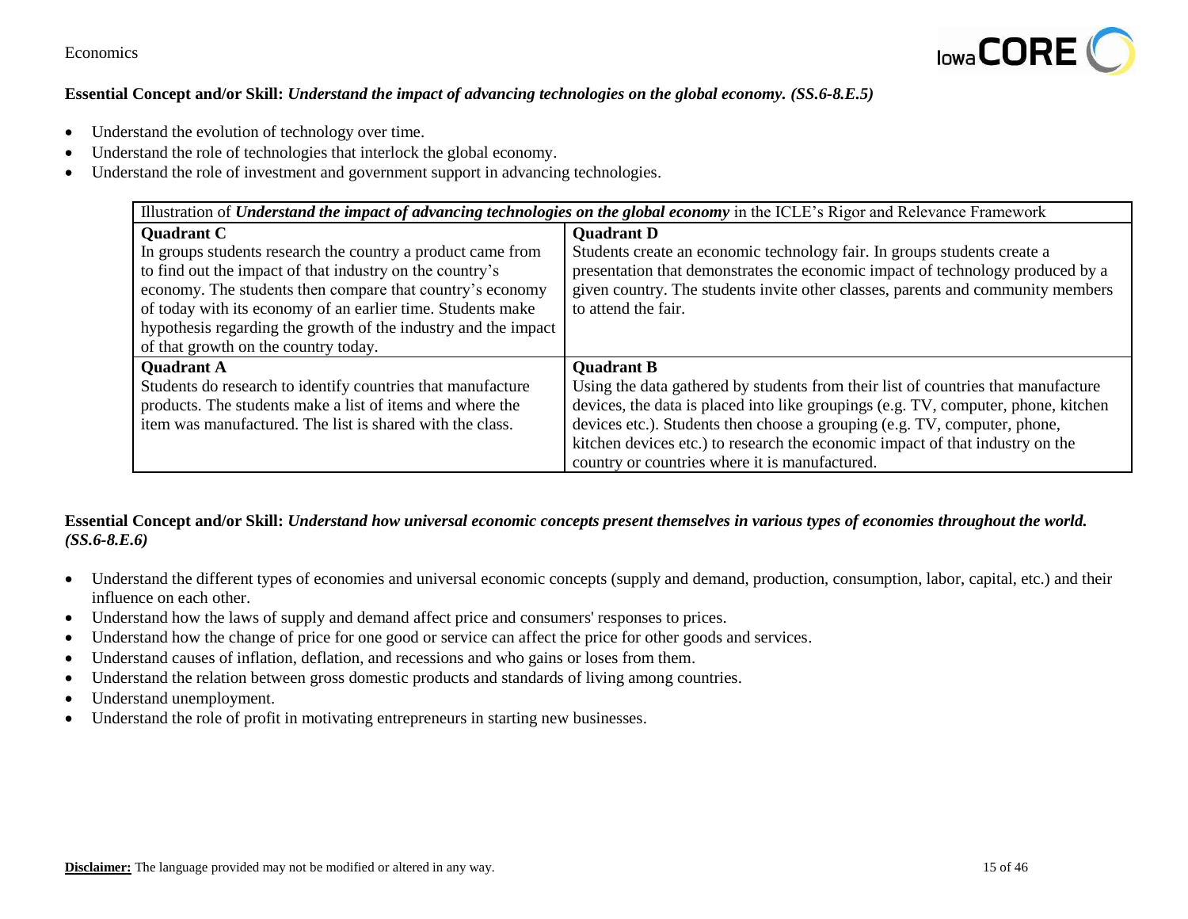**Essential Concept and/or Skill:** ***Understand the impact of advancing technologies on the global economy. (SS.6-8.E.5)***

- Understand the evolution of technology over time.
- Understand the role of technologies that interlock the global economy.
- Understand the role of investment and government support in advancing technologies.

| Illustration of ***Understand the impact of advancing technologies on the global economy*** in the ICLE's Rigor and Relevance Framework | |
|---|---|
| **Quadrant C**<br>In groups students research the country a product came from to find out the impact of that industry on the country's economy. The students then compare that country's economy of today with its economy of an earlier time. Students make hypothesis regarding the growth of the industry and the impact of that growth on the country today. | **Quadrant D**<br>Students create an economic technology fair. In groups students create a presentation that demonstrates the economic impact of technology produced by a given country. The students invite other classes, parents and community members to attend the fair. |
| **Quadrant A**<br>Students do research to identify countries that manufacture products. The students make a list of items and where the item was manufactured. The list is shared with the class. | **Quadrant B**<br>Using the data gathered by students from their list of countries that manufacture devices, the data is placed into like groupings (e.g. TV, computer, phone, kitchen devices etc.). Students then choose a grouping (e.g. TV, computer, phone, kitchen devices etc.) to research the economic impact of that industry on the country or countries where it is manufactured. |

**Essential Concept and/or Skill:** ***Understand how universal economic concepts present themselves in various types of economies throughout the world. (SS.6-8.E.6)***

- Understand the different types of economies and universal economic concepts (supply and demand, production, consumption, labor, capital, etc.) and their influence on each other.
- Understand how the laws of supply and demand affect price and consumers' responses to prices.
- Understand how the change of price for one good or service can affect the price for other goods and services.
- Understand causes of inflation, deflation, and recessions and who gains or loses from them.
- Understand the relation between gross domestic products and standards of living among countries.
- Understand unemployment.
- Understand the role of profit in motivating entrepreneurs in starting new businesses.

**Disclaimer:** The language provided may not be modified or altered in any way.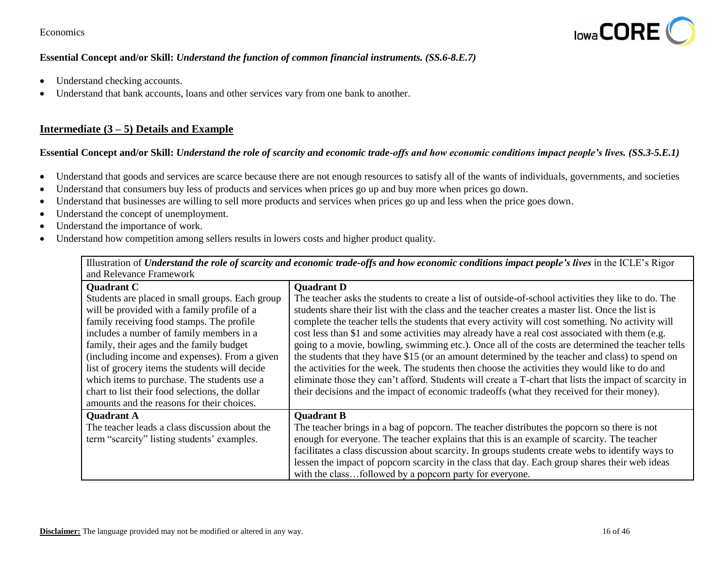**Essential Concept and/or Skill:** ***Understand the function of common financial instruments. (SS.6-8.E.7)***

- Understand checking accounts.
- Understand that bank accounts, loans and other services vary from one bank to another.

## Intermediate (3 – 5) Details and Example

**Essential Concept and/or Skill:** ***Understand the role of scarcity and economic trade-offs and how economic conditions impact people's lives. (SS.3-5.E.1)***

- Understand that goods and services are scarce because there are not enough resources to satisfy all of the wants of individuals, governments, and societies
- Understand that consumers buy less of products and services when prices go up and buy more when prices go down.
- Understand that businesses are willing to sell more products and services when prices go up and less when the price goes down.
- Understand the concept of unemployment.
- Understand the importance of work.
- Understand how competition among sellers results in lowers costs and higher product quality.

| Illustration of ***Understand the role of scarcity and economic trade-offs and how economic conditions impact people's lives*** in the ICLE's Rigor and Relevance Framework | |
|---|---|
| **Quadrant C**<br>Students are placed in small groups. Each group will be provided with a family profile of a family receiving food stamps. The profile includes a number of family members in a family, their ages and the family budget (including income and expenses). From a given list of grocery items the students will decide which items to purchase. The students use a chart to list their food selections, the dollar amounts and the reasons for their choices. | **Quadrant D**<br>The teacher asks the students to create a list of outside-of-school activities they like to do. The students share their list with the class and the teacher creates a master list. Once the list is complete the teacher tells the students that every activity will cost something. No activity will cost less than $1 and some activities may already have a real cost associated with them (e.g. going to a movie, bowling, swimming etc.). Once all of the costs are determined the teacher tells the students that they have $15 (or an amount determined by the teacher and class) to spend on the activities for the week. The students then choose the activities they would like to do and eliminate those they can't afford. Students will create a T-chart that lists the impact of scarcity in their decisions and the impact of economic tradeoffs (what they received for their money). |
| **Quadrant A**<br>The teacher leads a class discussion about the term "scarcity" listing students' examples. | **Quadrant B**<br>The teacher brings in a bag of popcorn. The teacher distributes the popcorn so there is not enough for everyone. The teacher explains that this is an example of scarcity. The teacher facilitates a class discussion about scarcity. In groups students create webs to identify ways to lessen the impact of popcorn scarcity in the class that day. Each group shares their web ideas with the class…followed by a popcorn party for everyone. |

**Disclaimer:** The language provided may not be modified or altered in any way.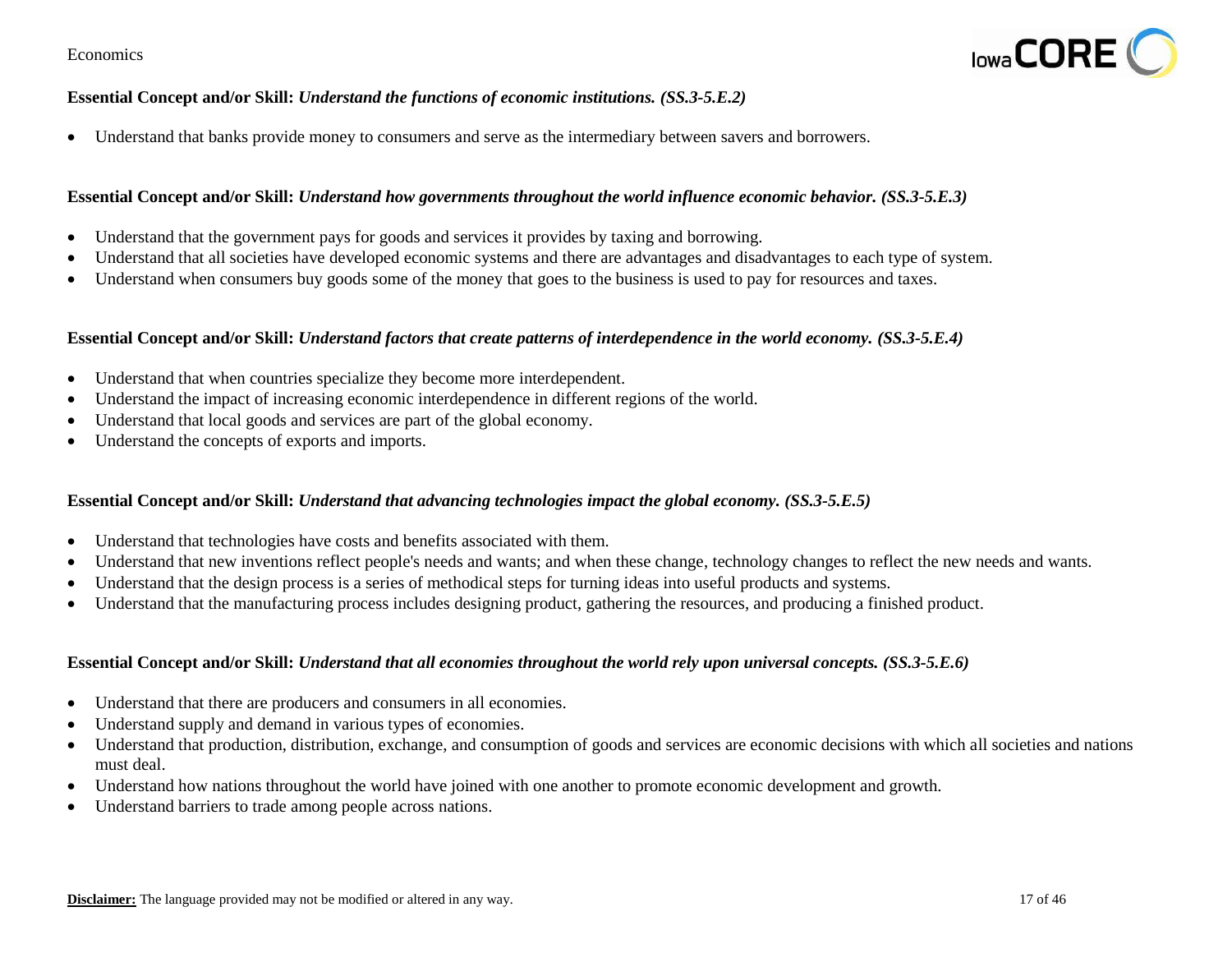**Essential Concept and/or Skill:** ***Understand the functions of economic institutions. (SS.3-5.E.2)***

- Understand that banks provide money to consumers and serve as the intermediary between savers and borrowers.

**Essential Concept and/or Skill:** ***Understand how governments throughout the world influence economic behavior. (SS.3-5.E.3)***

- Understand that the government pays for goods and services it provides by taxing and borrowing.
- Understand that all societies have developed economic systems and there are advantages and disadvantages to each type of system.
- Understand when consumers buy goods some of the money that goes to the business is used to pay for resources and taxes.

**Essential Concept and/or Skill:** ***Understand factors that create patterns of interdependence in the world economy. (SS.3-5.E.4)***

- Understand that when countries specialize they become more interdependent.
- Understand the impact of increasing economic interdependence in different regions of the world.
- Understand that local goods and services are part of the global economy.
- Understand the concepts of exports and imports.

**Essential Concept and/or Skill:** ***Understand that advancing technologies impact the global economy. (SS.3-5.E.5)***

- Understand that technologies have costs and benefits associated with them.
- Understand that new inventions reflect people's needs and wants; and when these change, technology changes to reflect the new needs and wants.
- Understand that the design process is a series of methodical steps for turning ideas into useful products and systems.
- Understand that the manufacturing process includes designing product, gathering the resources, and producing a finished product.

**Essential Concept and/or Skill:** ***Understand that all economies throughout the world rely upon universal concepts. (SS.3-5.E.6)***

- Understand that there are producers and consumers in all economies.
- Understand supply and demand in various types of economies.
- Understand that production, distribution, exchange, and consumption of goods and services are economic decisions with which all societies and nations must deal.
- Understand how nations throughout the world have joined with one another to promote economic development and growth.
- Understand barriers to trade among people across nations.

**Disclaimer:** The language provided may not be modified or altered in any way.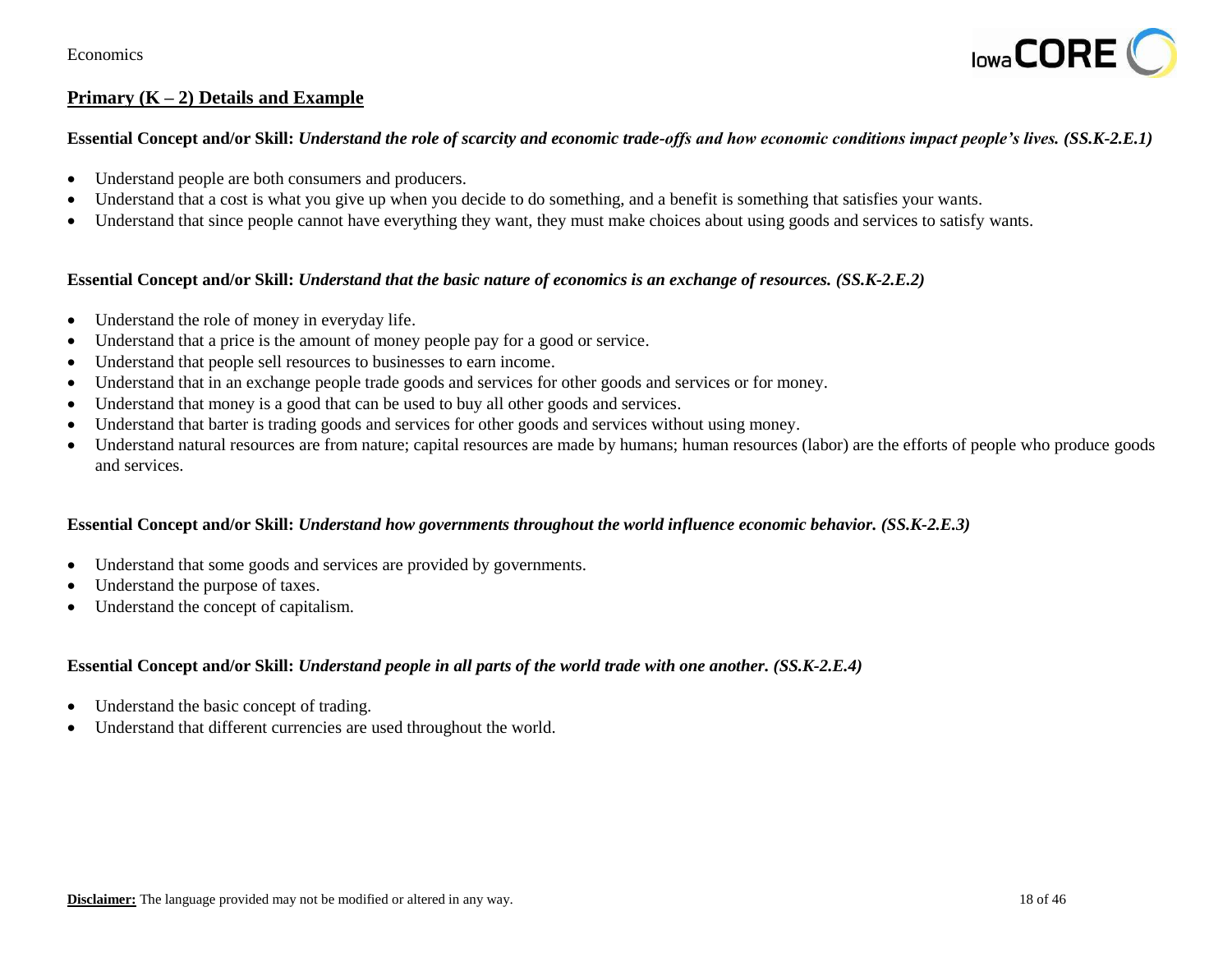## Primary (K – 2) Details and Example

**Essential Concept and/or Skill:** ***Understand the role of scarcity and economic trade-offs and how economic conditions impact people's lives. (SS.K-2.E.1)***

- Understand people are both consumers and producers.
- Understand that a cost is what you give up when you decide to do something, and a benefit is something that satisfies your wants.
- Understand that since people cannot have everything they want, they must make choices about using goods and services to satisfy wants.

**Essential Concept and/or Skill:** ***Understand that the basic nature of economics is an exchange of resources. (SS.K-2.E.2)***

- Understand the role of money in everyday life.
- Understand that a price is the amount of money people pay for a good or service.
- Understand that people sell resources to businesses to earn income.
- Understand that in an exchange people trade goods and services for other goods and services or for money.
- Understand that money is a good that can be used to buy all other goods and services.
- Understand that barter is trading goods and services for other goods and services without using money.
- Understand natural resources are from nature; capital resources are made by humans; human resources (labor) are the efforts of people who produce goods and services.

**Essential Concept and/or Skill:** ***Understand how governments throughout the world influence economic behavior. (SS.K-2.E.3)***

- Understand that some goods and services are provided by governments.
- Understand the purpose of taxes.
- Understand the concept of capitalism.

**Essential Concept and/or Skill:** ***Understand people in all parts of the world trade with one another. (SS.K-2.E.4)***

- Understand the basic concept of trading.
- Understand that different currencies are used throughout the world.

**Disclaimer:** The language provided may not be modified or altered in any way.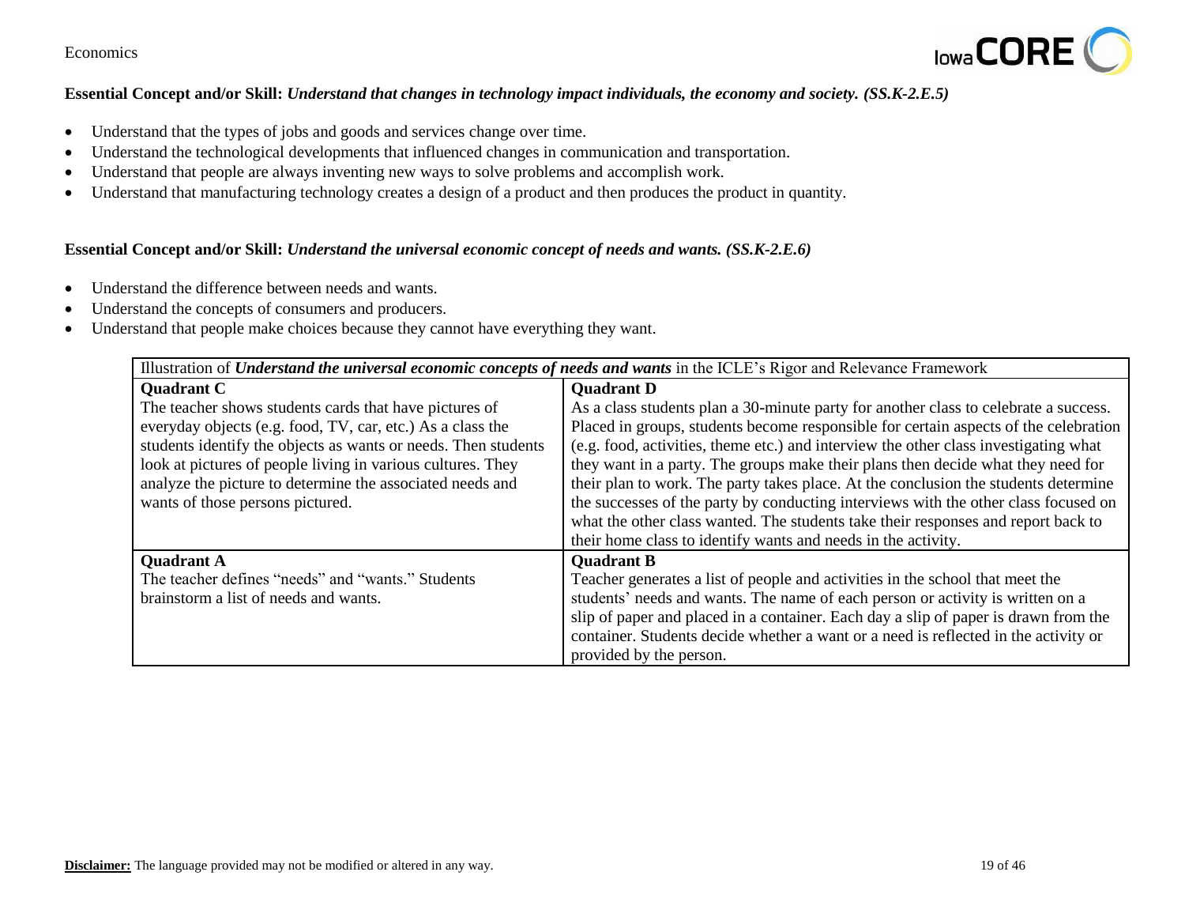**Essential Concept and/or Skill:** ***Understand that changes in technology impact individuals, the economy and society. (SS.K-2.E.5)***

- Understand that the types of jobs and goods and services change over time.
- Understand the technological developments that influenced changes in communication and transportation.
- Understand that people are always inventing new ways to solve problems and accomplish work.
- Understand that manufacturing technology creates a design of a product and then produces the product in quantity.

**Essential Concept and/or Skill:** ***Understand the universal economic concept of needs and wants. (SS.K-2.E.6)***

- Understand the difference between needs and wants.
- Understand the concepts of consumers and producers.
- Understand that people make choices because they cannot have everything they want.

| Illustration of ***Understand the universal economic concepts of needs and wants*** in the ICLE's Rigor and Relevance Framework | |
|---|---|
| **Quadrant C**<br>The teacher shows students cards that have pictures of everyday objects (e.g. food, TV, car, etc.) As a class the students identify the objects as wants or needs. Then students look at pictures of people living in various cultures. They analyze the picture to determine the associated needs and wants of those persons pictured. | **Quadrant D**<br>As a class students plan a 30-minute party for another class to celebrate a success. Placed in groups, students become responsible for certain aspects of the celebration (e.g. food, activities, theme etc.) and interview the other class investigating what they want in a party. The groups make their plans then decide what they need for their plan to work. The party takes place. At the conclusion the students determine the successes of the party by conducting interviews with the other class focused on what the other class wanted. The students take their responses and report back to their home class to identify wants and needs in the activity. |
| **Quadrant A**<br>The teacher defines "needs" and "wants." Students brainstorm a list of needs and wants. | **Quadrant B**<br>Teacher generates a list of people and activities in the school that meet the students' needs and wants. The name of each person or activity is written on a slip of paper and placed in a container. Each day a slip of paper is drawn from the container. Students decide whether a want or a need is reflected in the activity or provided by the person. |

**Disclaimer:** The language provided may not be modified or altered in any way.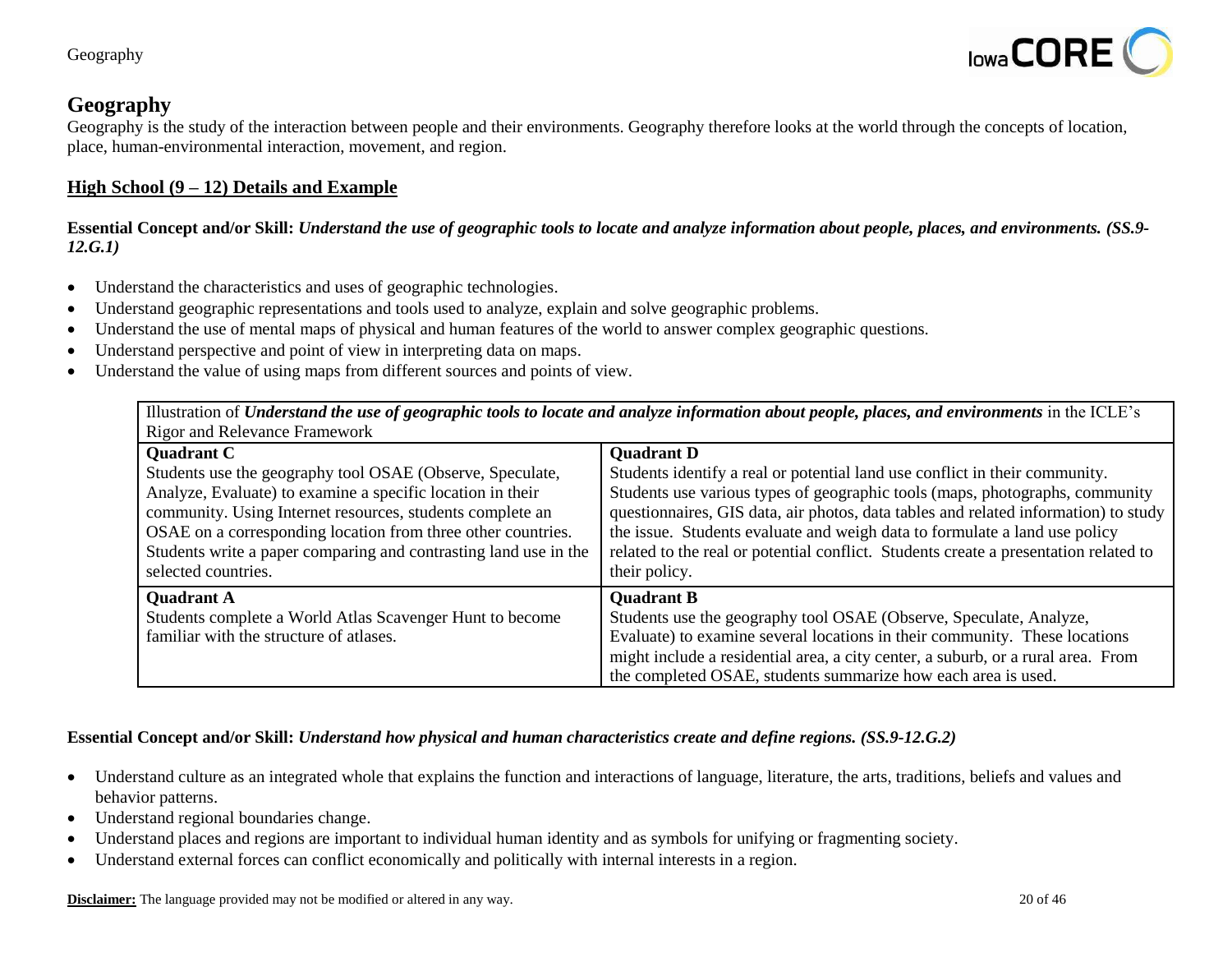# Geography

Geography is the study of the interaction between people and their environments. Geography therefore looks at the world through the concepts of location, place, human-environmental interaction, movement, and region.

## High School (9 – 12) Details and Example

**Essential Concept and/or Skill:** ***Understand the use of geographic tools to locate and analyze information about people, places, and environments. (SS.9-12.G.1)***

- Understand the characteristics and uses of geographic technologies.
- Understand geographic representations and tools used to analyze, explain and solve geographic problems.
- Understand the use of mental maps of physical and human features of the world to answer complex geographic questions.
- Understand perspective and point of view in interpreting data on maps.
- Understand the value of using maps from different sources and points of view.

| Illustration of ***Understand the use of geographic tools to locate and analyze information about people, places, and environments*** in the ICLE's Rigor and Relevance Framework | |
|---|---|
| **Quadrant C**<br>Students use the geography tool OSAE (Observe, Speculate, Analyze, Evaluate) to examine a specific location in their community. Using Internet resources, students complete an OSAE on a corresponding location from three other countries. Students write a paper comparing and contrasting land use in the selected countries. | **Quadrant D**<br>Students identify a real or potential land use conflict in their community. Students use various types of geographic tools (maps, photographs, community questionnaires, GIS data, air photos, data tables and related information) to study the issue. Students evaluate and weigh data to formulate a land use policy related to the real or potential conflict. Students create a presentation related to their policy. |
| **Quadrant A**<br>Students complete a World Atlas Scavenger Hunt to become familiar with the structure of atlases. | **Quadrant B**<br>Students use the geography tool OSAE (Observe, Speculate, Analyze, Evaluate) to examine several locations in their community. These locations might include a residential area, a city center, a suburb, or a rural area. From the completed OSAE, students summarize how each area is used. |

**Essential Concept and/or Skill:** ***Understand how physical and human characteristics create and define regions. (SS.9-12.G.2)***

- Understand culture as an integrated whole that explains the function and interactions of language, literature, the arts, traditions, beliefs and values and behavior patterns.
- Understand regional boundaries change.
- Understand places and regions are important to individual human identity and as symbols for unifying or fragmenting society.
- Understand external forces can conflict economically and politically with internal interests in a region.

**Disclaimer:** The language provided may not be modified or altered in any way.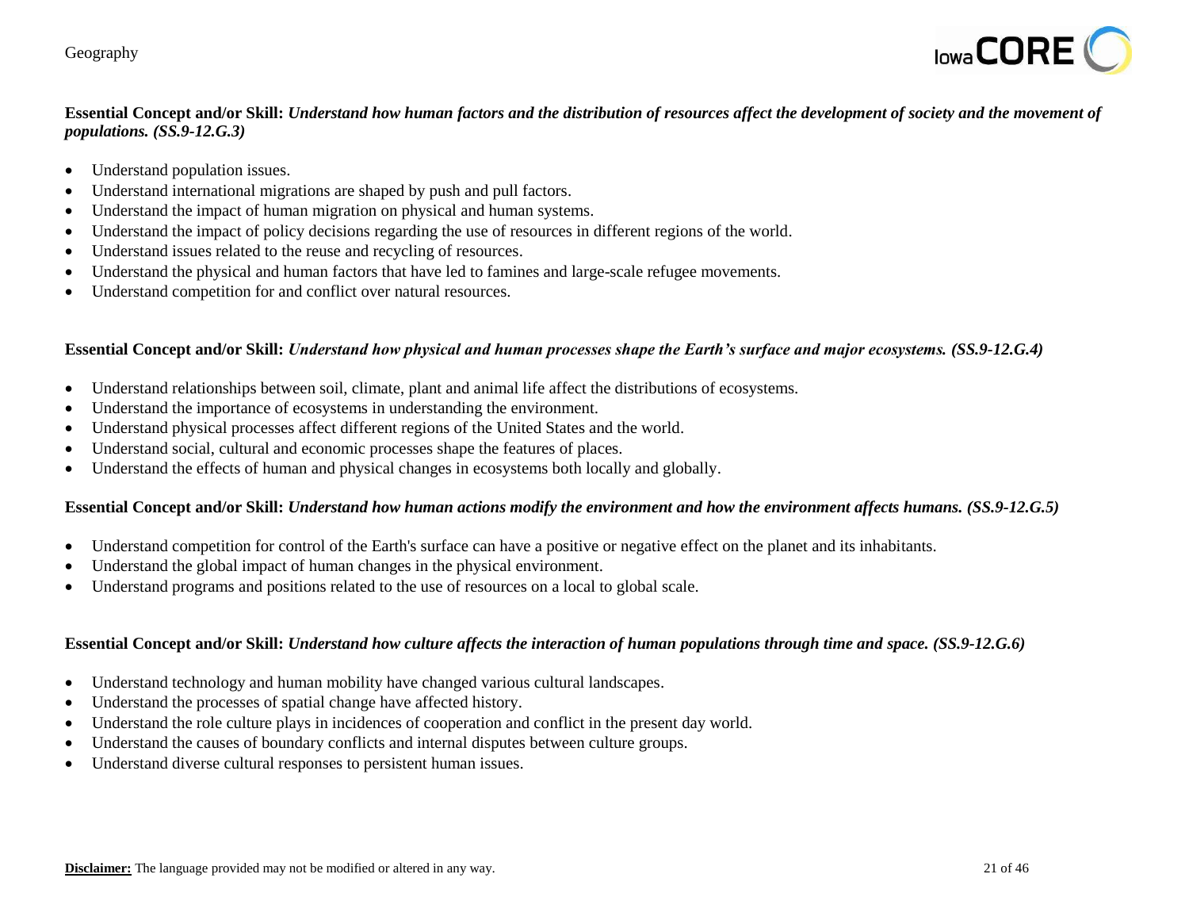**Essential Concept and/or Skill:** ***Understand how human factors and the distribution of resources affect the development of society and the movement of populations. (SS.9-12.G.3)***

- Understand population issues.
- Understand international migrations are shaped by push and pull factors.
- Understand the impact of human migration on physical and human systems.
- Understand the impact of policy decisions regarding the use of resources in different regions of the world.
- Understand issues related to the reuse and recycling of resources.
- Understand the physical and human factors that have led to famines and large-scale refugee movements.
- Understand competition for and conflict over natural resources.

**Essential Concept and/or Skill:** ***Understand how physical and human processes shape the Earth's surface and major ecosystems. (SS.9-12.G.4)***

- Understand relationships between soil, climate, plant and animal life affect the distributions of ecosystems.
- Understand the importance of ecosystems in understanding the environment.
- Understand physical processes affect different regions of the United States and the world.
- Understand social, cultural and economic processes shape the features of places.
- Understand the effects of human and physical changes in ecosystems both locally and globally.

**Essential Concept and/or Skill:** ***Understand how human actions modify the environment and how the environment affects humans. (SS.9-12.G.5)***

- Understand competition for control of the Earth's surface can have a positive or negative effect on the planet and its inhabitants.
- Understand the global impact of human changes in the physical environment.
- Understand programs and positions related to the use of resources on a local to global scale.

**Essential Concept and/or Skill:** ***Understand how culture affects the interaction of human populations through time and space. (SS.9-12.G.6)***

- Understand technology and human mobility have changed various cultural landscapes.
- Understand the processes of spatial change have affected history.
- Understand the role culture plays in incidences of cooperation and conflict in the present day world.
- Understand the causes of boundary conflicts and internal disputes between culture groups.
- Understand diverse cultural responses to persistent human issues.

**Disclaimer:** The language provided may not be modified or altered in any way.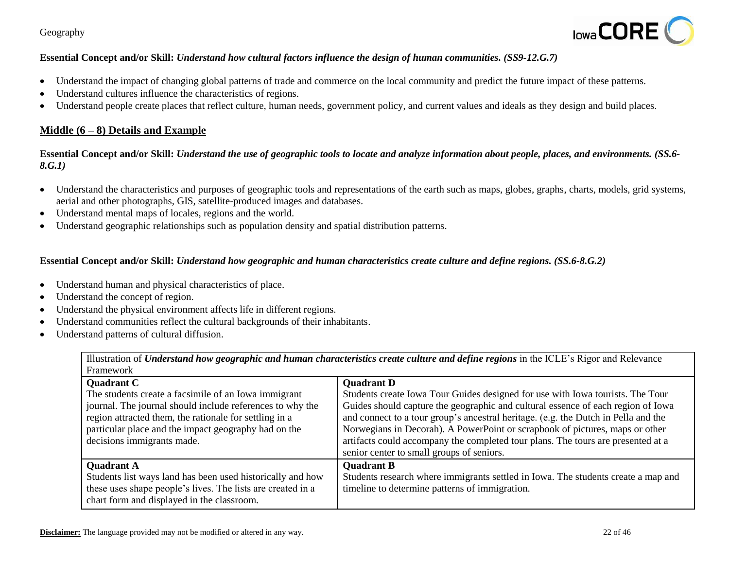**Essential Concept and/or Skill:** ***Understand how cultural factors influence the design of human communities. (SS9-12.G.7)***

- Understand the impact of changing global patterns of trade and commerce on the local community and predict the future impact of these patterns.
- Understand cultures influence the characteristics of regions.
- Understand people create places that reflect culture, human needs, government policy, and current values and ideals as they design and build places.

## Middle (6 – 8) Details and Example

**Essential Concept and/or Skill:** ***Understand the use of geographic tools to locate and analyze information about people, places, and environments. (SS.6-8.G.1)***

- Understand the characteristics and purposes of geographic tools and representations of the earth such as maps, globes, graphs, charts, models, grid systems, aerial and other photographs, GIS, satellite-produced images and databases.
- Understand mental maps of locales, regions and the world.
- Understand geographic relationships such as population density and spatial distribution patterns.

**Essential Concept and/or Skill:** ***Understand how geographic and human characteristics create culture and define regions. (SS.6-8.G.2)***

- Understand human and physical characteristics of place.
- Understand the concept of region.
- Understand the physical environment affects life in different regions.
- Understand communities reflect the cultural backgrounds of their inhabitants.
- Understand patterns of cultural diffusion.

| Illustration of ***Understand how geographic and human characteristics create culture and define regions*** in the ICLE's Rigor and Relevance Framework | |
|---|---|
| **Quadrant C**<br>The students create a facsimile of an Iowa immigrant journal. The journal should include references to why the region attracted them, the rationale for settling in a particular place and the impact geography had on the decisions immigrants made. | **Quadrant D**<br>Students create Iowa Tour Guides designed for use with Iowa tourists. The Tour Guides should capture the geographic and cultural essence of each region of Iowa and connect to a tour group's ancestral heritage. (e.g. the Dutch in Pella and the Norwegians in Decorah). A PowerPoint or scrapbook of pictures, maps or other artifacts could accompany the completed tour plans. The tours are presented at a senior center to small groups of seniors. |
| **Quadrant A**<br>Students list ways land has been used historically and how these uses shape people's lives. The lists are created in a chart form and displayed in the classroom. | **Quadrant B**<br>Students research where immigrants settled in Iowa. The students create a map and timeline to determine patterns of immigration. |

**Disclaimer:** The language provided may not be modified or altered in any way.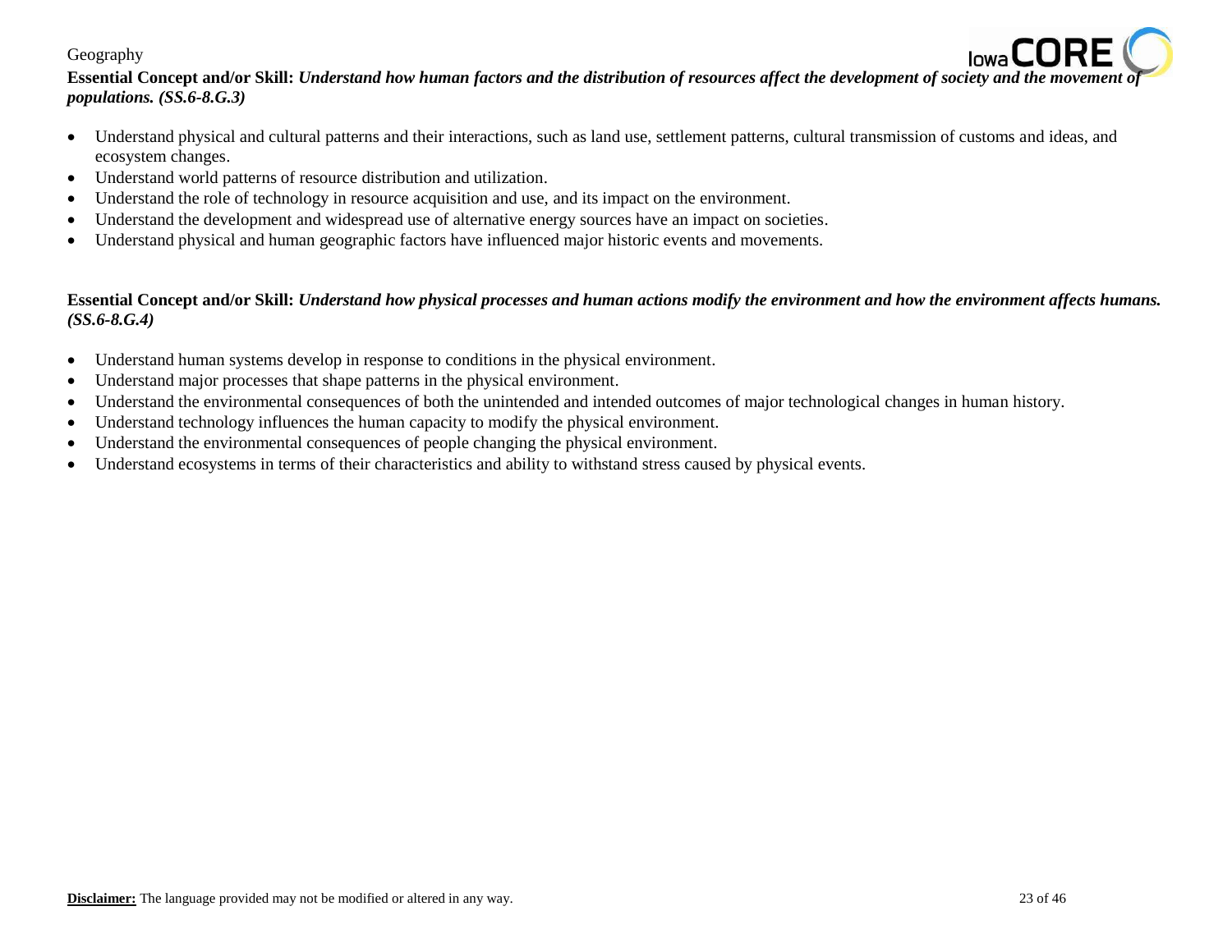Geography

**Essential Concept and/or Skill:** ***Understand how human factors and the distribution of resources affect the development of society and the movement of populations. (SS.6-8.G.3)***

- Understand physical and cultural patterns and their interactions, such as land use, settlement patterns, cultural transmission of customs and ideas, and ecosystem changes.
- Understand world patterns of resource distribution and utilization.
- Understand the role of technology in resource acquisition and use, and its impact on the environment.
- Understand the development and widespread use of alternative energy sources have an impact on societies.
- Understand physical and human geographic factors have influenced major historic events and movements.

**Essential Concept and/or Skill:** ***Understand how physical processes and human actions modify the environment and how the environment affects humans. (SS.6-8.G.4)***

- Understand human systems develop in response to conditions in the physical environment.
- Understand major processes that shape patterns in the physical environment.
- Understand the environmental consequences of both the unintended and intended outcomes of major technological changes in human history.
- Understand technology influences the human capacity to modify the physical environment.
- Understand the environmental consequences of people changing the physical environment.
- Understand ecosystems in terms of their characteristics and ability to withstand stress caused by physical events.

**Disclaimer:** The language provided may not be modified or altered in any way.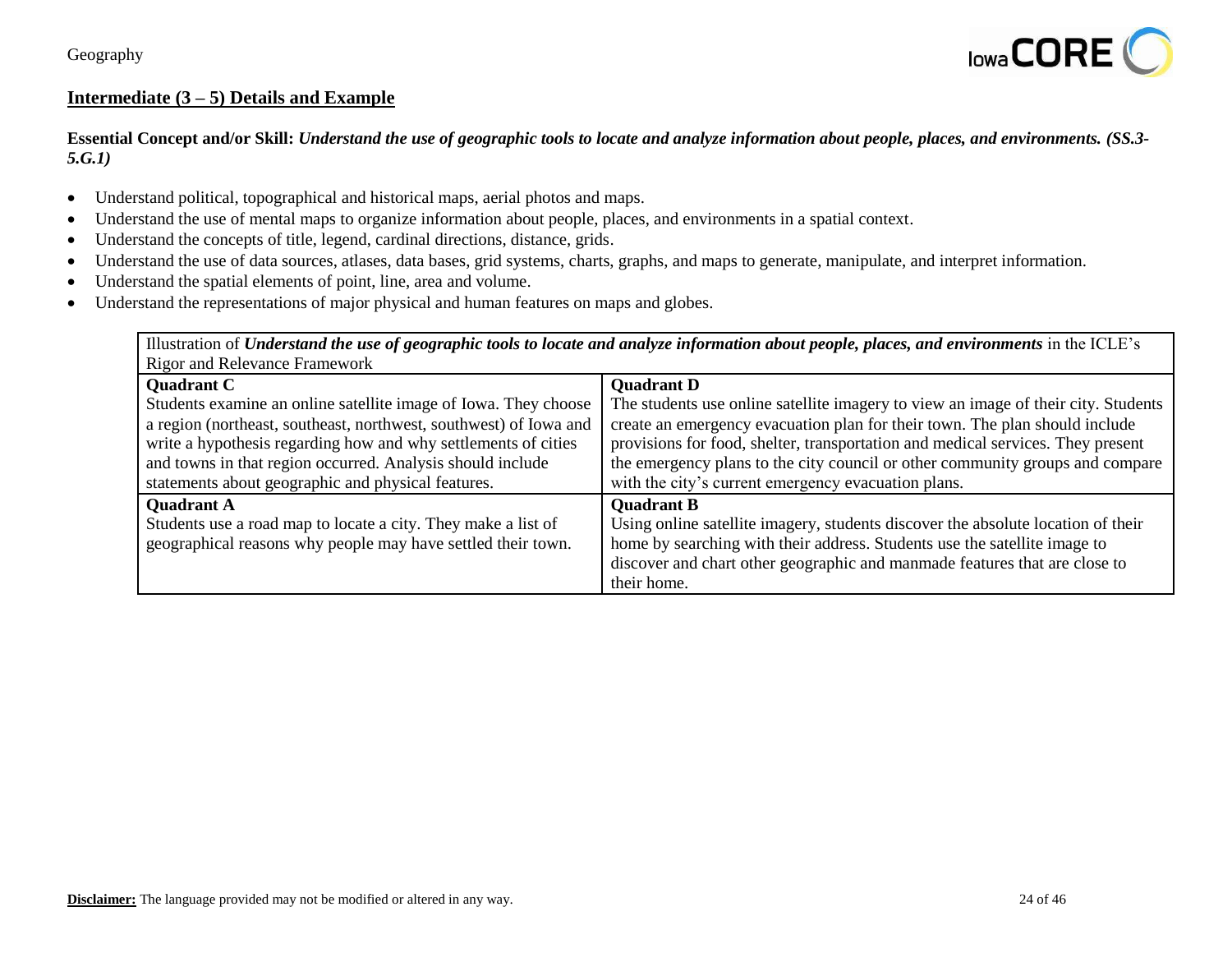## Intermediate (3 – 5) Details and Example

**Essential Concept and/or Skill:** ***Understand the use of geographic tools to locate and analyze information about people, places, and environments. (SS.3-5.G.1)***

- Understand political, topographical and historical maps, aerial photos and maps.
- Understand the use of mental maps to organize information about people, places, and environments in a spatial context.
- Understand the concepts of title, legend, cardinal directions, distance, grids.
- Understand the use of data sources, atlases, data bases, grid systems, charts, graphs, and maps to generate, manipulate, and interpret information.
- Understand the spatial elements of point, line, area and volume.
- Understand the representations of major physical and human features on maps and globes.

| Illustration of ***Understand the use of geographic tools to locate and analyze information about people, places, and environments*** in the ICLE's Rigor and Relevance Framework | |
|---|---|
| **Quadrant C**<br>Students examine an online satellite image of Iowa. They choose a region (northeast, southeast, northwest, southwest) of Iowa and write a hypothesis regarding how and why settlements of cities and towns in that region occurred. Analysis should include statements about geographic and physical features. | **Quadrant D**<br>The students use online satellite imagery to view an image of their city. Students create an emergency evacuation plan for their town. The plan should include provisions for food, shelter, transportation and medical services. They present the emergency plans to the city council or other community groups and compare with the city's current emergency evacuation plans. |
| **Quadrant A**<br>Students use a road map to locate a city. They make a list of geographical reasons why people may have settled their town. | **Quadrant B**<br>Using online satellite imagery, students discover the absolute location of their home by searching with their address. Students use the satellite image to discover and chart other geographic and manmade features that are close to their home. |

**Disclaimer:** The language provided may not be modified or altered in any way.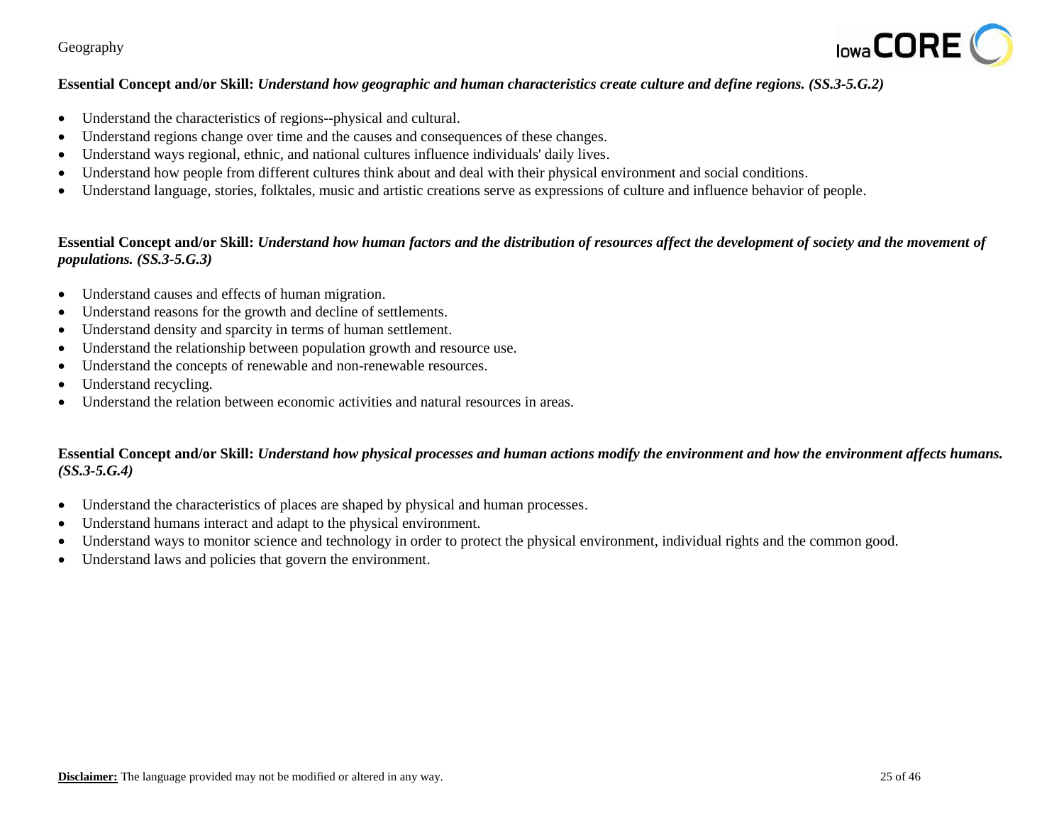**Essential Concept and/or Skill:** ***Understand how geographic and human characteristics create culture and define regions. (SS.3-5.G.2)***

- Understand the characteristics of regions--physical and cultural.
- Understand regions change over time and the causes and consequences of these changes.
- Understand ways regional, ethnic, and national cultures influence individuals' daily lives.
- Understand how people from different cultures think about and deal with their physical environment and social conditions.
- Understand language, stories, folktales, music and artistic creations serve as expressions of culture and influence behavior of people.

**Essential Concept and/or Skill:** ***Understand how human factors and the distribution of resources affect the development of society and the movement of populations. (SS.3-5.G.3)***

- Understand causes and effects of human migration.
- Understand reasons for the growth and decline of settlements.
- Understand density and sparcity in terms of human settlement.
- Understand the relationship between population growth and resource use.
- Understand the concepts of renewable and non-renewable resources.
- Understand recycling.
- Understand the relation between economic activities and natural resources in areas.

**Essential Concept and/or Skill:** ***Understand how physical processes and human actions modify the environment and how the environment affects humans. (SS.3-5.G.4)***

- Understand the characteristics of places are shaped by physical and human processes.
- Understand humans interact and adapt to the physical environment.
- Understand ways to monitor science and technology in order to protect the physical environment, individual rights and the common good.
- Understand laws and policies that govern the environment.

**Disclaimer:** The language provided may not be modified or altered in any way.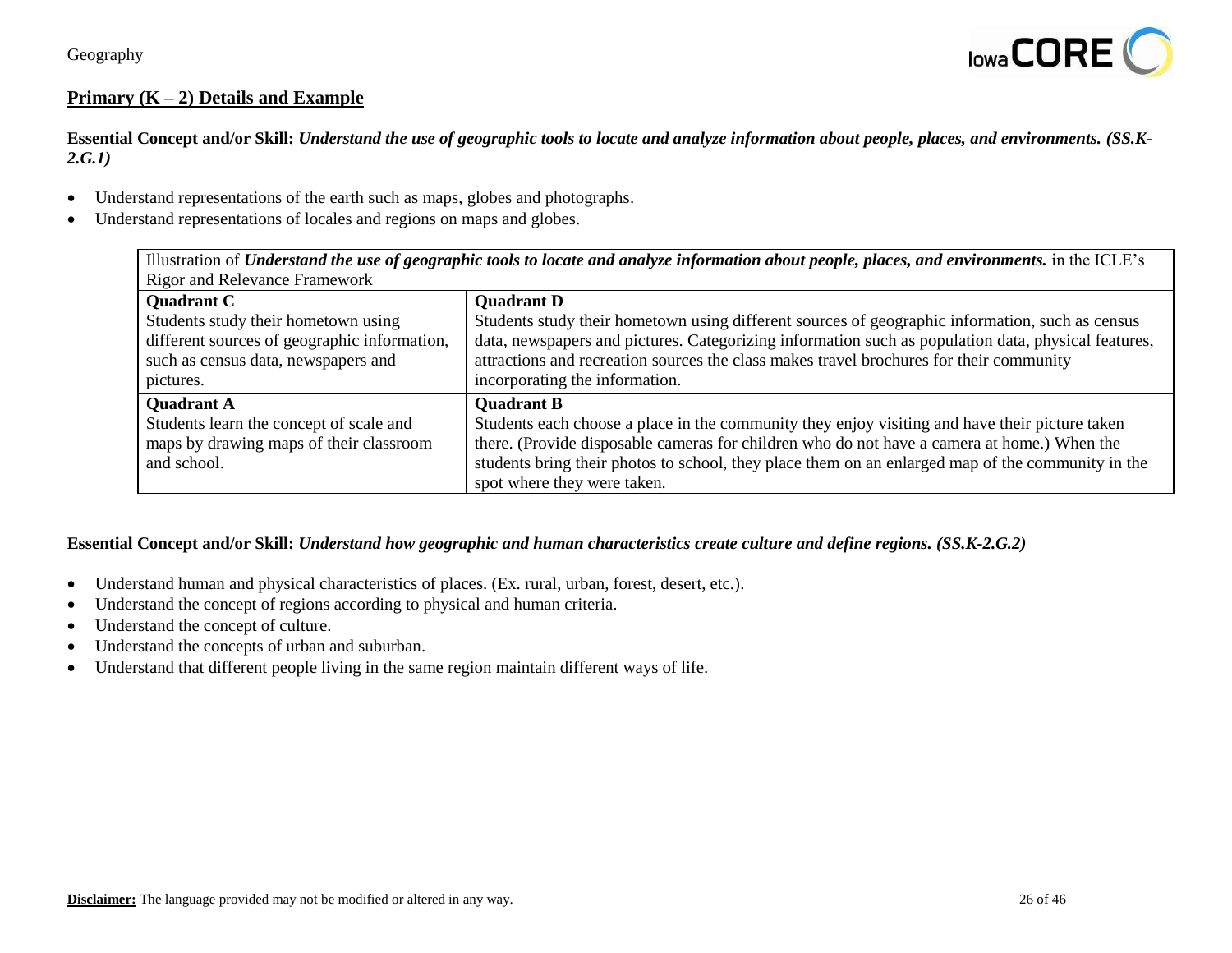## Primary (K – 2) Details and Example

**Essential Concept and/or Skill:** ***Understand the use of geographic tools to locate and analyze information about people, places, and environments. (SS.K-2.G.1)***

- Understand representations of the earth such as maps, globes and photographs.
- Understand representations of locales and regions on maps and globes.

| Illustration of ***Understand the use of geographic tools to locate and analyze information about people, places, and environments.*** in the ICLE's Rigor and Relevance Framework | |
|---|---|
| **Quadrant C**<br>Students study their hometown using different sources of geographic information, such as census data, newspapers and pictures. | **Quadrant D**<br>Students study their hometown using different sources of geographic information, such as census data, newspapers and pictures. Categorizing information such as population data, physical features, attractions and recreation sources the class makes travel brochures for their community incorporating the information. |
| **Quadrant A**<br>Students learn the concept of scale and maps by drawing maps of their classroom and school. | **Quadrant B**<br>Students each choose a place in the community they enjoy visiting and have their picture taken there. (Provide disposable cameras for children who do not have a camera at home.) When the students bring their photos to school, they place them on an enlarged map of the community in the spot where they were taken. |

**Essential Concept and/or Skill:** ***Understand how geographic and human characteristics create culture and define regions. (SS.K-2.G.2)***

- Understand human and physical characteristics of places. (Ex. rural, urban, forest, desert, etc.).
- Understand the concept of regions according to physical and human criteria.
- Understand the concept of culture.
- Understand the concepts of urban and suburban.
- Understand that different people living in the same region maintain different ways of life.

**Disclaimer:** The language provided may not be modified or altered in any way.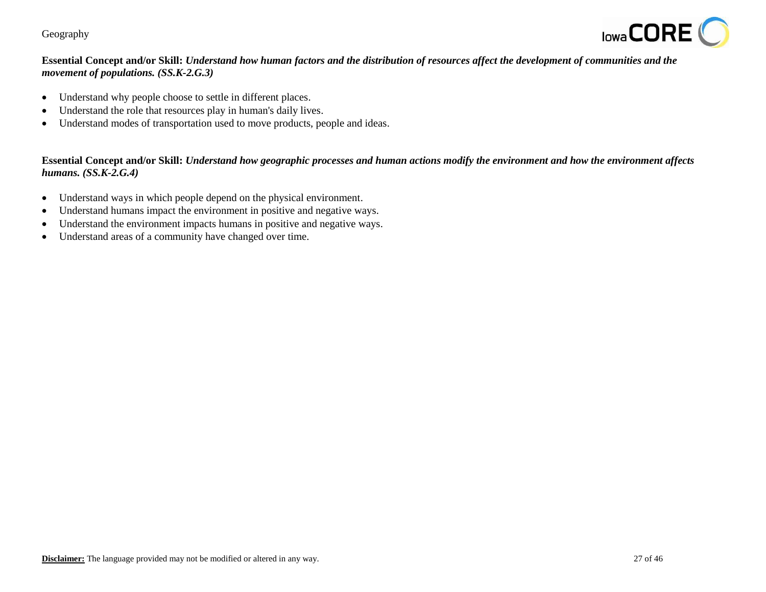**Essential Concept and/or Skill:** ***Understand how human factors and the distribution of resources affect the development of communities and the movement of populations. (SS.K-2.G.3)***

- Understand why people choose to settle in different places.
- Understand the role that resources play in human's daily lives.
- Understand modes of transportation used to move products, people and ideas.

**Essential Concept and/or Skill:** ***Understand how geographic processes and human actions modify the environment and how the environment affects humans. (SS.K-2.G.4)***

- Understand ways in which people depend on the physical environment.
- Understand humans impact the environment in positive and negative ways.
- Understand the environment impacts humans in positive and negative ways.
- Understand areas of a community have changed over time.

**Disclaimer:** The language provided may not be modified or altered in any way.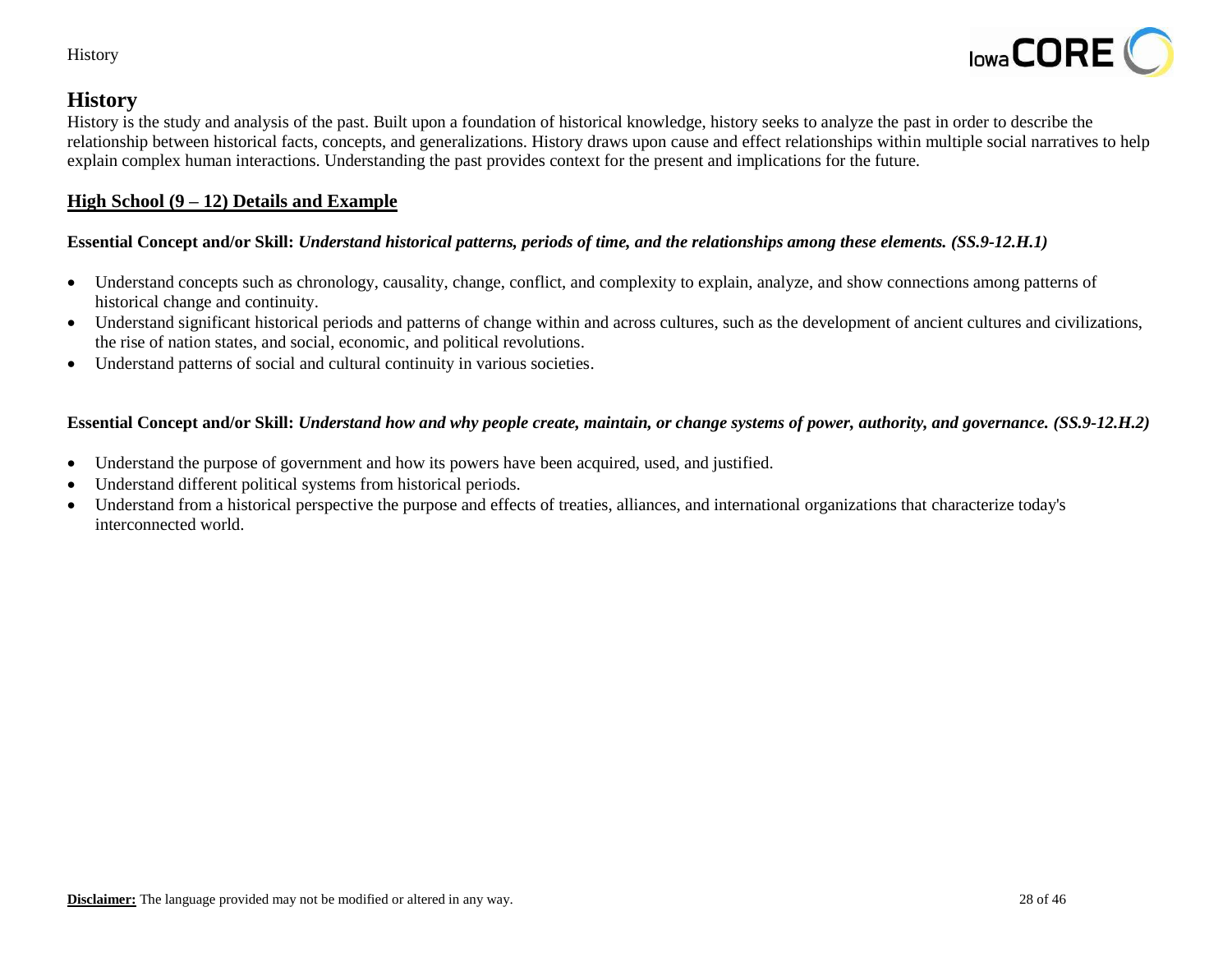# History

History is the study and analysis of the past. Built upon a foundation of historical knowledge, history seeks to analyze the past in order to describe the relationship between historical facts, concepts, and generalizations. History draws upon cause and effect relationships within multiple social narratives to help explain complex human interactions. Understanding the past provides context for the present and implications for the future.

## High School (9 – 12) Details and Example

**Essential Concept and/or Skill:** ***Understand historical patterns, periods of time, and the relationships among these elements. (SS.9-12.H.1)***

- Understand concepts such as chronology, causality, change, conflict, and complexity to explain, analyze, and show connections among patterns of historical change and continuity.
- Understand significant historical periods and patterns of change within and across cultures, such as the development of ancient cultures and civilizations, the rise of nation states, and social, economic, and political revolutions.
- Understand patterns of social and cultural continuity in various societies.

**Essential Concept and/or Skill:** ***Understand how and why people create, maintain, or change systems of power, authority, and governance. (SS.9-12.H.2)***

- Understand the purpose of government and how its powers have been acquired, used, and justified.
- Understand different political systems from historical periods.
- Understand from a historical perspective the purpose and effects of treaties, alliances, and international organizations that characterize today's interconnected world.

**Disclaimer:** The language provided may not be modified or altered in any way.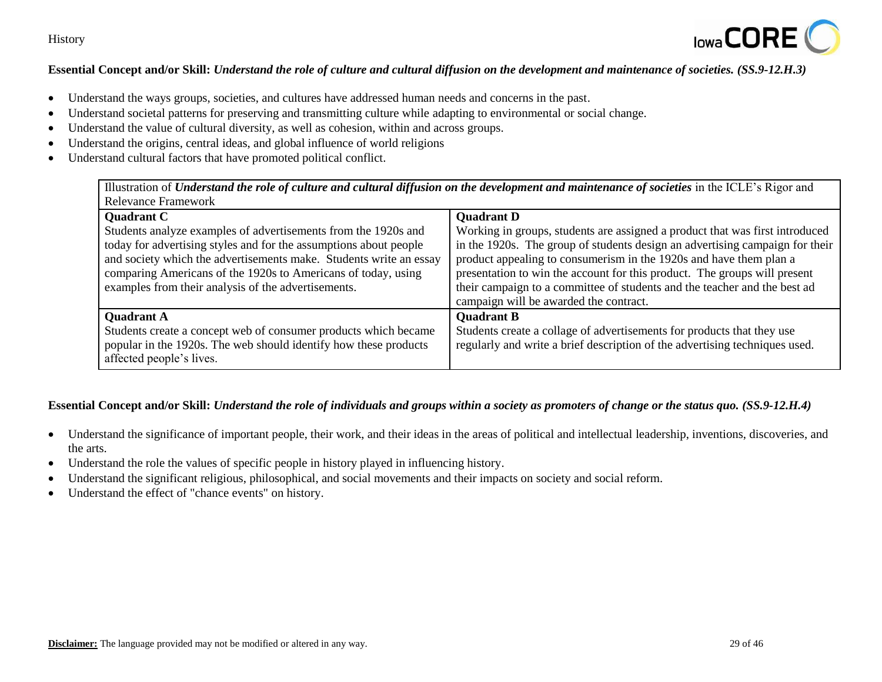**Essential Concept and/or Skill:** ***Understand the role of culture and cultural diffusion on the development and maintenance of societies. (SS.9-12.H.3)***

- Understand the ways groups, societies, and cultures have addressed human needs and concerns in the past.
- Understand societal patterns for preserving and transmitting culture while adapting to environmental or social change.
- Understand the value of cultural diversity, as well as cohesion, within and across groups.
- Understand the origins, central ideas, and global influence of world religions
- Understand cultural factors that have promoted political conflict.

| Illustration of ***Understand the role of culture and cultural diffusion on the development and maintenance of societies*** in the ICLE's Rigor and Relevance Framework | |
|---|---|
| **Quadrant C**<br>Students analyze examples of advertisements from the 1920s and today for advertising styles and for the assumptions about people and society which the advertisements make. Students write an essay comparing Americans of the 1920s to Americans of today, using examples from their analysis of the advertisements. | **Quadrant D**<br>Working in groups, students are assigned a product that was first introduced in the 1920s. The group of students design an advertising campaign for their product appealing to consumerism in the 1920s and have them plan a presentation to win the account for this product. The groups will present their campaign to a committee of students and the teacher and the best ad campaign will be awarded the contract. |
| **Quadrant A**<br>Students create a concept web of consumer products which became popular in the 1920s. The web should identify how these products affected people's lives. | **Quadrant B**<br>Students create a collage of advertisements for products that they use regularly and write a brief description of the advertising techniques used. |

**Essential Concept and/or Skill:** ***Understand the role of individuals and groups within a society as promoters of change or the status quo. (SS.9-12.H.4)***

- Understand the significance of important people, their work, and their ideas in the areas of political and intellectual leadership, inventions, discoveries, and the arts.
- Understand the role the values of specific people in history played in influencing history.
- Understand the significant religious, philosophical, and social movements and their impacts on society and social reform.
- Understand the effect of "chance events" on history.

**Disclaimer:** The language provided may not be modified or altered in any way.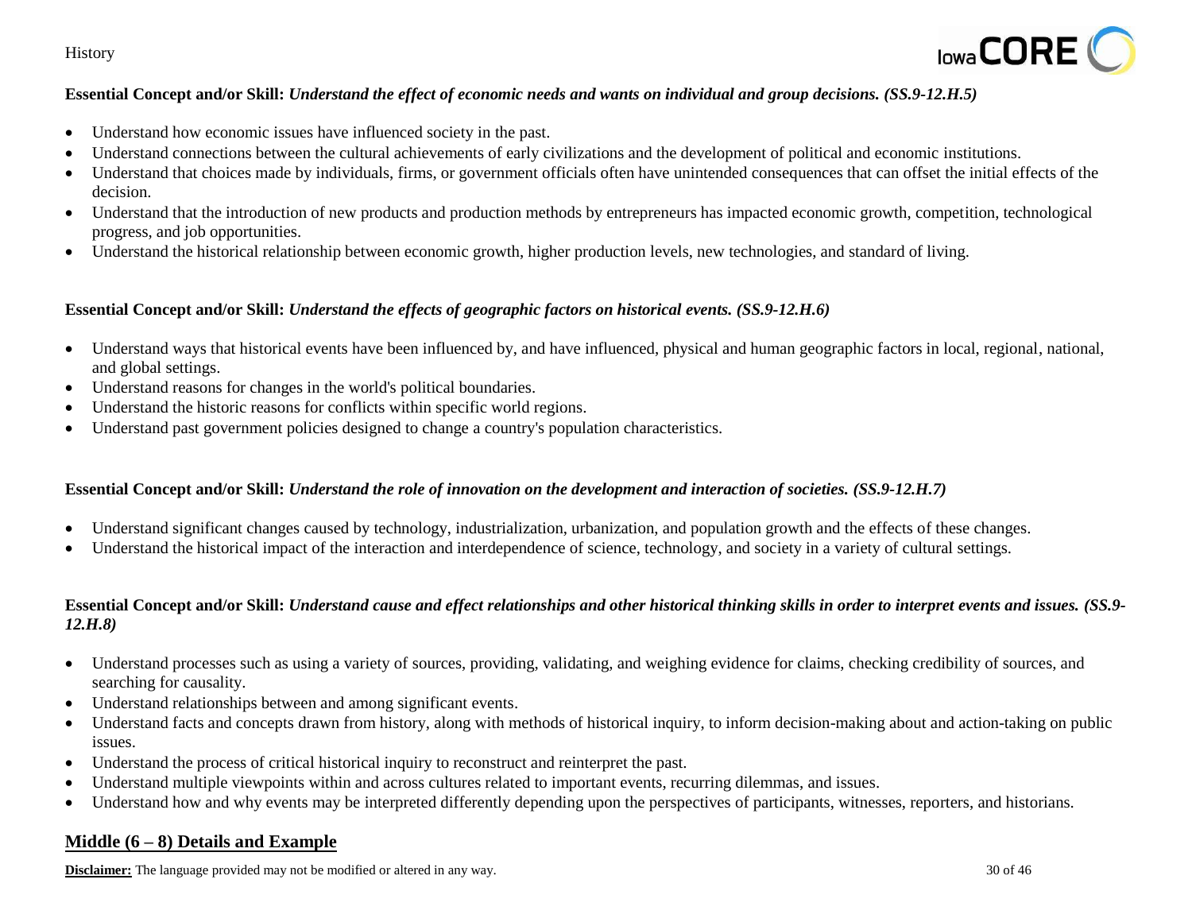**Essential Concept and/or Skill:** ***Understand the effect of economic needs and wants on individual and group decisions. (SS.9-12.H.5)***

- Understand how economic issues have influenced society in the past.
- Understand connections between the cultural achievements of early civilizations and the development of political and economic institutions.
- Understand that choices made by individuals, firms, or government officials often have unintended consequences that can offset the initial effects of the decision.
- Understand that the introduction of new products and production methods by entrepreneurs has impacted economic growth, competition, technological progress, and job opportunities.
- Understand the historical relationship between economic growth, higher production levels, new technologies, and standard of living.

**Essential Concept and/or Skill:** ***Understand the effects of geographic factors on historical events. (SS.9-12.H.6)***

- Understand ways that historical events have been influenced by, and have influenced, physical and human geographic factors in local, regional, national, and global settings.
- Understand reasons for changes in the world's political boundaries.
- Understand the historic reasons for conflicts within specific world regions.
- Understand past government policies designed to change a country's population characteristics.

**Essential Concept and/or Skill:** ***Understand the role of innovation on the development and interaction of societies. (SS.9-12.H.7)***

- Understand significant changes caused by technology, industrialization, urbanization, and population growth and the effects of these changes.
- Understand the historical impact of the interaction and interdependence of science, technology, and society in a variety of cultural settings.

**Essential Concept and/or Skill:** ***Understand cause and effect relationships and other historical thinking skills in order to interpret events and issues. (SS.9-12.H.8)***

- Understand processes such as using a variety of sources, providing, validating, and weighing evidence for claims, checking credibility of sources, and searching for causality.
- Understand relationships between and among significant events.
- Understand facts and concepts drawn from history, along with methods of historical inquiry, to inform decision-making about and action-taking on public issues.
- Understand the process of critical historical inquiry to reconstruct and reinterpret the past.
- Understand multiple viewpoints within and across cultures related to important events, recurring dilemmas, and issues.
- Understand how and why events may be interpreted differently depending upon the perspectives of participants, witnesses, reporters, and historians.

## Middle (6 – 8) Details and Example

**Disclaimer:** The language provided may not be modified or altered in any way.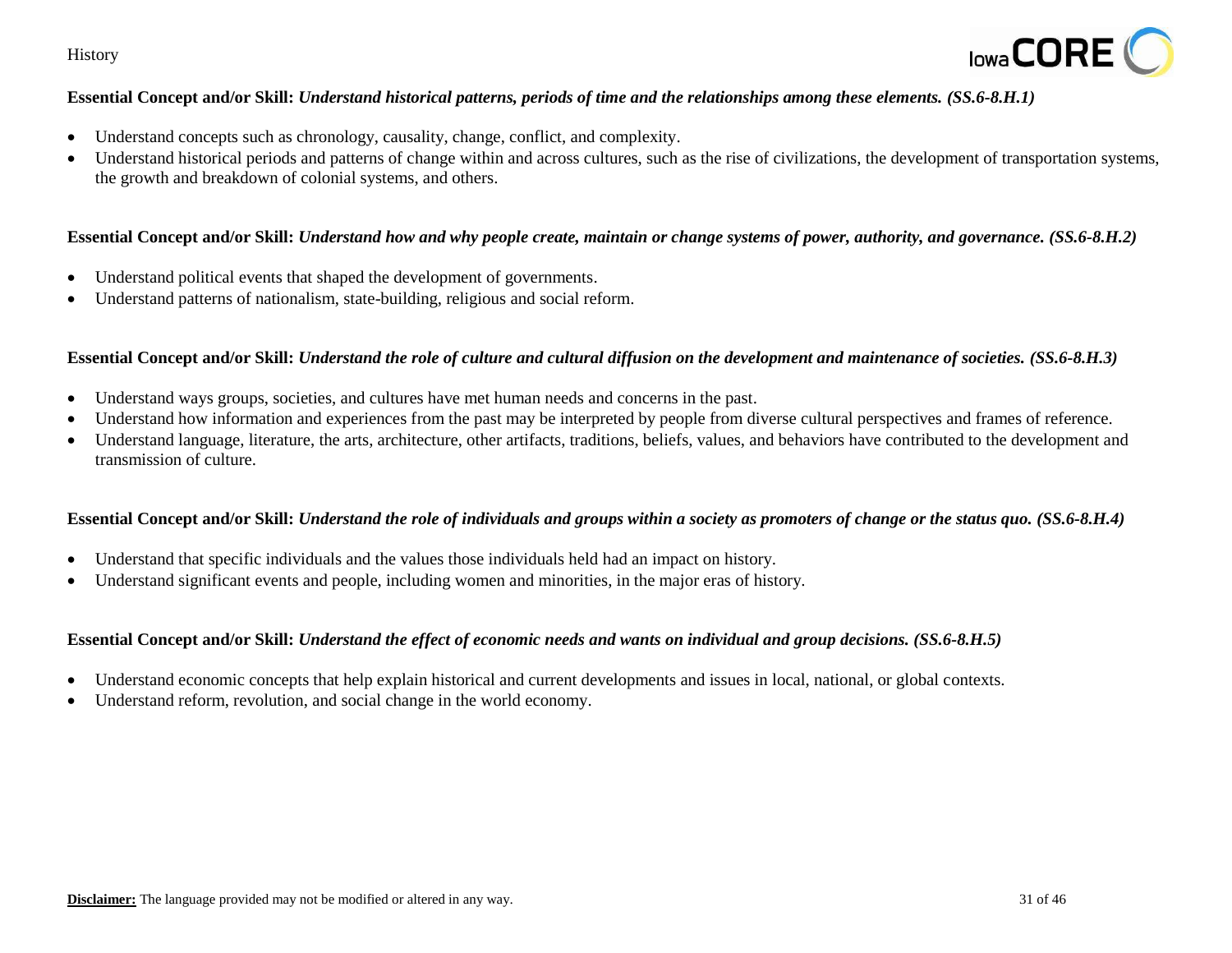**Essential Concept and/or Skill:** ***Understand historical patterns, periods of time and the relationships among these elements. (SS.6-8.H.1)***

- Understand concepts such as chronology, causality, change, conflict, and complexity.
- Understand historical periods and patterns of change within and across cultures, such as the rise of civilizations, the development of transportation systems, the growth and breakdown of colonial systems, and others.

**Essential Concept and/or Skill:** ***Understand how and why people create, maintain or change systems of power, authority, and governance. (SS.6-8.H.2)***

- Understand political events that shaped the development of governments.
- Understand patterns of nationalism, state-building, religious and social reform.

**Essential Concept and/or Skill:** ***Understand the role of culture and cultural diffusion on the development and maintenance of societies. (SS.6-8.H.3)***

- Understand ways groups, societies, and cultures have met human needs and concerns in the past.
- Understand how information and experiences from the past may be interpreted by people from diverse cultural perspectives and frames of reference.
- Understand language, literature, the arts, architecture, other artifacts, traditions, beliefs, values, and behaviors have contributed to the development and transmission of culture.

**Essential Concept and/or Skill:** ***Understand the role of individuals and groups within a society as promoters of change or the status quo. (SS.6-8.H.4)***

- Understand that specific individuals and the values those individuals held had an impact on history.
- Understand significant events and people, including women and minorities, in the major eras of history.

**Essential Concept and/or Skill:** ***Understand the effect of economic needs and wants on individual and group decisions. (SS.6-8.H.5)***

- Understand economic concepts that help explain historical and current developments and issues in local, national, or global contexts.
- Understand reform, revolution, and social change in the world economy.

**Disclaimer:** The language provided may not be modified or altered in any way.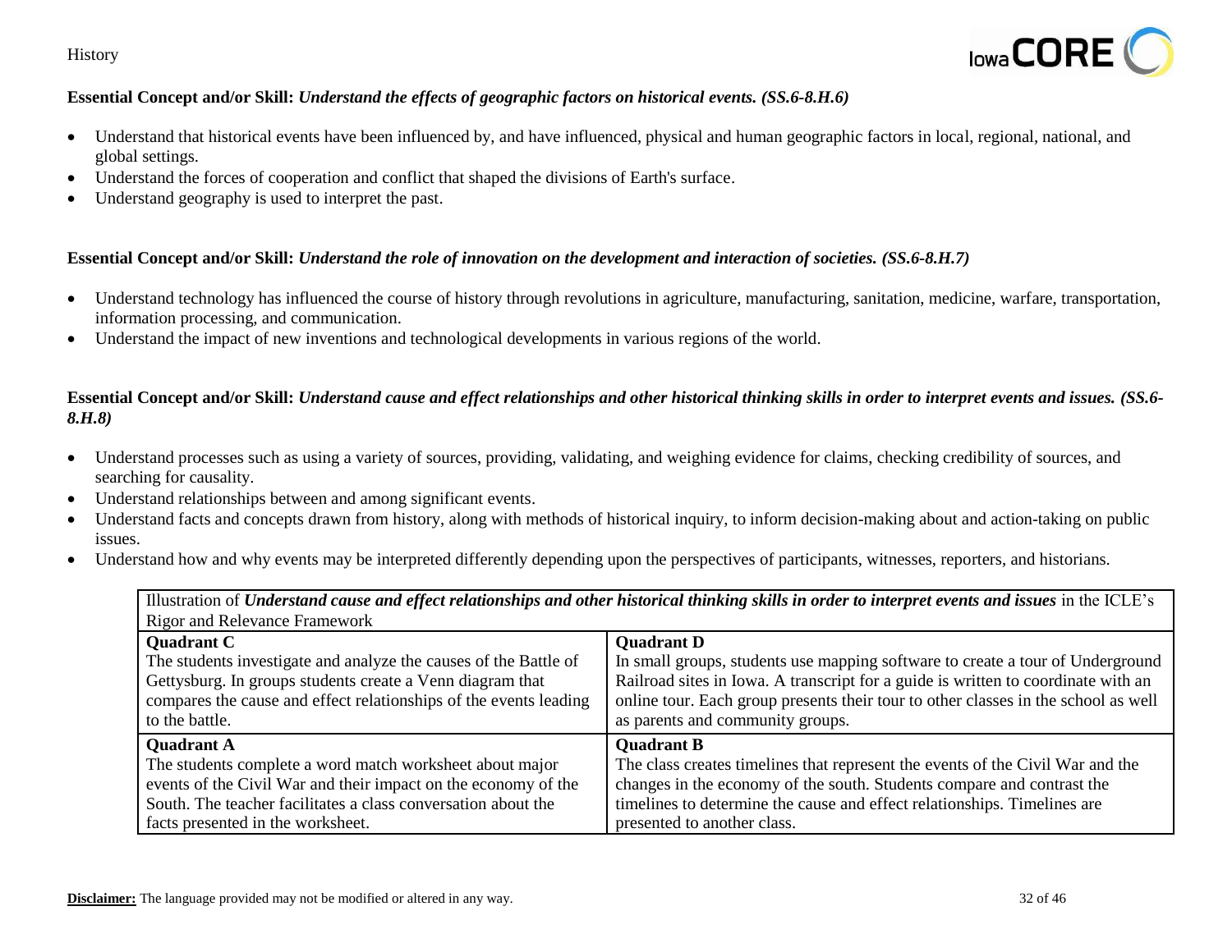**Essential Concept and/or Skill:** ***Understand the effects of geographic factors on historical events. (SS.6-8.H.6)***

- Understand that historical events have been influenced by, and have influenced, physical and human geographic factors in local, regional, national, and global settings.
- Understand the forces of cooperation and conflict that shaped the divisions of Earth's surface.
- Understand geography is used to interpret the past.

**Essential Concept and/or Skill:** ***Understand the role of innovation on the development and interaction of societies. (SS.6-8.H.7)***

- Understand technology has influenced the course of history through revolutions in agriculture, manufacturing, sanitation, medicine, warfare, transportation, information processing, and communication.
- Understand the impact of new inventions and technological developments in various regions of the world.

**Essential Concept and/or Skill:** ***Understand cause and effect relationships and other historical thinking skills in order to interpret events and issues. (SS.6-8.H.8)***

- Understand processes such as using a variety of sources, providing, validating, and weighing evidence for claims, checking credibility of sources, and searching for causality.
- Understand relationships between and among significant events.
- Understand facts and concepts drawn from history, along with methods of historical inquiry, to inform decision-making about and action-taking on public issues.
- Understand how and why events may be interpreted differently depending upon the perspectives of participants, witnesses, reporters, and historians.

| Illustration of ***Understand cause and effect relationships and other historical thinking skills in order to interpret events and issues*** in the ICLE's Rigor and Relevance Framework | |
|---|---|
| **Quadrant C**<br>The students investigate and analyze the causes of the Battle of Gettysburg. In groups students create a Venn diagram that compares the cause and effect relationships of the events leading to the battle. | **Quadrant D**<br>In small groups, students use mapping software to create a tour of Underground Railroad sites in Iowa. A transcript for a guide is written to coordinate with an online tour. Each group presents their tour to other classes in the school as well as parents and community groups. |
| **Quadrant A**<br>The students complete a word match worksheet about major events of the Civil War and their impact on the economy of the South. The teacher facilitates a class conversation about the facts presented in the worksheet. | **Quadrant B**<br>The class creates timelines that represent the events of the Civil War and the changes in the economy of the south. Students compare and contrast the timelines to determine the cause and effect relationships. Timelines are presented to another class. |

**Disclaimer:** The language provided may not be modified or altered in any way.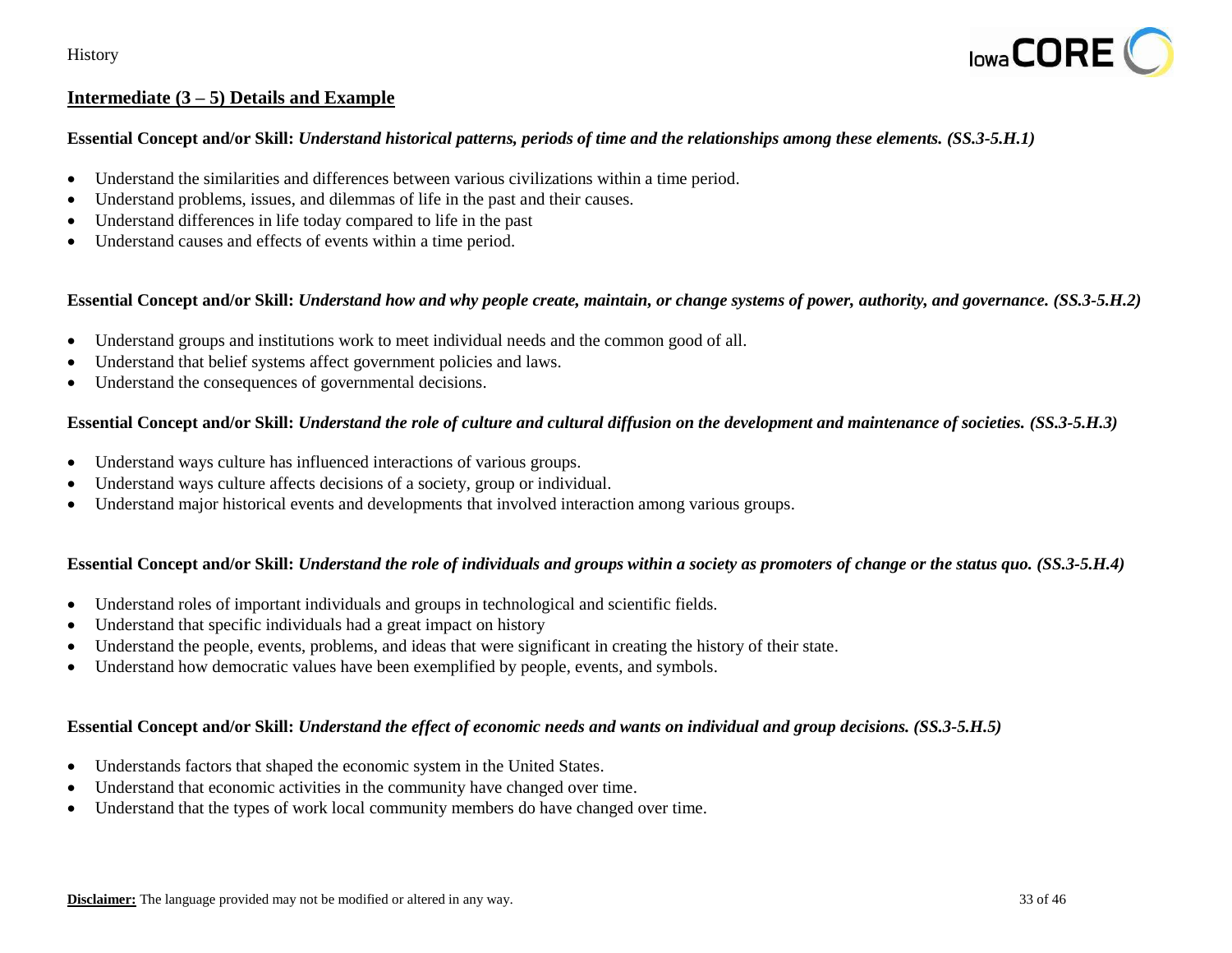## Intermediate (3 – 5) Details and Example

**Essential Concept and/or Skill:** ***Understand historical patterns, periods of time and the relationships among these elements. (SS.3-5.H.1)***

- Understand the similarities and differences between various civilizations within a time period.
- Understand problems, issues, and dilemmas of life in the past and their causes.
- Understand differences in life today compared to life in the past
- Understand causes and effects of events within a time period.

**Essential Concept and/or Skill:** ***Understand how and why people create, maintain, or change systems of power, authority, and governance. (SS.3-5.H.2)***

- Understand groups and institutions work to meet individual needs and the common good of all.
- Understand that belief systems affect government policies and laws.
- Understand the consequences of governmental decisions.

**Essential Concept and/or Skill:** ***Understand the role of culture and cultural diffusion on the development and maintenance of societies. (SS.3-5.H.3)***

- Understand ways culture has influenced interactions of various groups.
- Understand ways culture affects decisions of a society, group or individual.
- Understand major historical events and developments that involved interaction among various groups.

**Essential Concept and/or Skill:** ***Understand the role of individuals and groups within a society as promoters of change or the status quo. (SS.3-5.H.4)***

- Understand roles of important individuals and groups in technological and scientific fields.
- Understand that specific individuals had a great impact on history
- Understand the people, events, problems, and ideas that were significant in creating the history of their state.
- Understand how democratic values have been exemplified by people, events, and symbols.

**Essential Concept and/or Skill:** ***Understand the effect of economic needs and wants on individual and group decisions. (SS.3-5.H.5)***

- Understands factors that shaped the economic system in the United States.
- Understand that economic activities in the community have changed over time.
- Understand that the types of work local community members do have changed over time.

**Disclaimer:** The language provided may not be modified or altered in any way.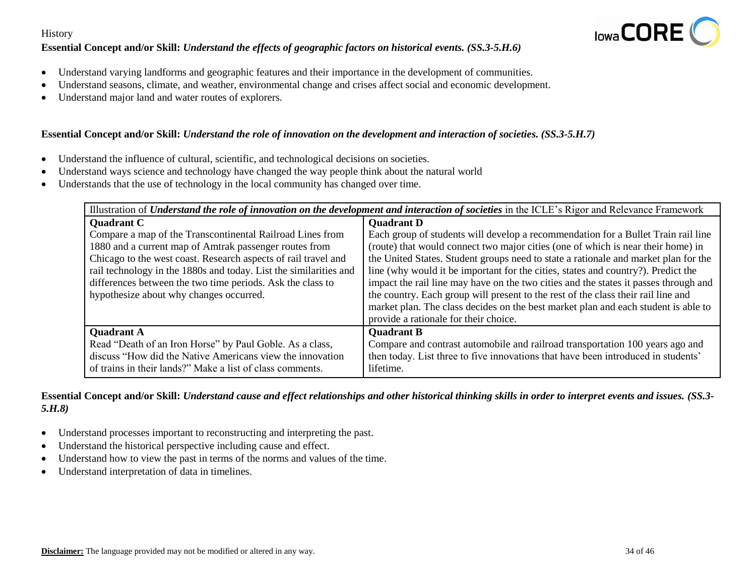History

**Essential Concept and/or Skill:** ***Understand the effects of geographic factors on historical events. (SS.3-5.H.6)***

- Understand varying landforms and geographic features and their importance in the development of communities.
- Understand seasons, climate, and weather, environmental change and crises affect social and economic development.
- Understand major land and water routes of explorers.

**Essential Concept and/or Skill:** ***Understand the role of innovation on the development and interaction of societies. (SS.3-5.H.7)***

- Understand the influence of cultural, scientific, and technological decisions on societies.
- Understand ways science and technology have changed the way people think about the natural world
- Understands that the use of technology in the local community has changed over time.

| Illustration of ***Understand the role of innovation on the development and interaction of societies*** in the ICLE's Rigor and Relevance Framework | |
|---|---|
| **Quadrant C**<br>Compare a map of the Transcontinental Railroad Lines from 1880 and a current map of Amtrak passenger routes from Chicago to the west coast. Research aspects of rail travel and rail technology in the 1880s and today. List the similarities and differences between the two time periods. Ask the class to hypothesize about why changes occurred. | **Quadrant D**<br>Each group of students will develop a recommendation for a Bullet Train rail line (route) that would connect two major cities (one of which is near their home) in the United States. Student groups need to state a rationale and market plan for the line (why would it be important for the cities, states and country?). Predict the impact the rail line may have on the two cities and the states it passes through and the country. Each group will present to the rest of the class their rail line and market plan. The class decides on the best market plan and each student is able to provide a rationale for their choice. |
| **Quadrant A**<br>Read "Death of an Iron Horse" by Paul Goble. As a class, discuss "How did the Native Americans view the innovation of trains in their lands?" Make a list of class comments. | **Quadrant B**<br>Compare and contrast automobile and railroad transportation 100 years ago and then today. List three to five innovations that have been introduced in students' lifetime. |

**Essential Concept and/or Skill:** ***Understand cause and effect relationships and other historical thinking skills in order to interpret events and issues. (SS.3-5.H.8)***

- Understand processes important to reconstructing and interpreting the past.
- Understand the historical perspective including cause and effect.
- Understand how to view the past in terms of the norms and values of the time.
- Understand interpretation of data in timelines.

**Disclaimer:** The language provided may not be modified or altered in any way.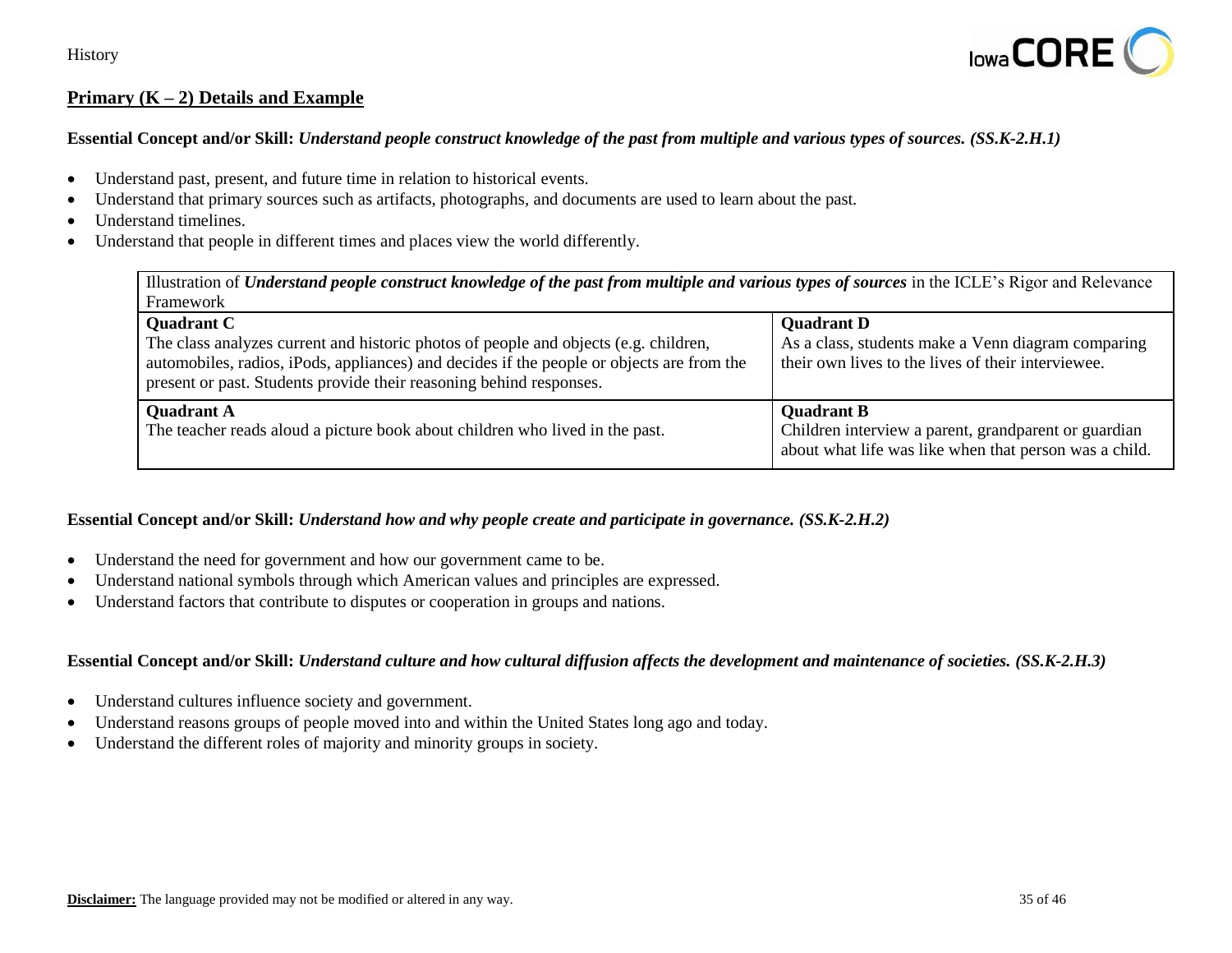## Primary (K – 2) Details and Example

**Essential Concept and/or Skill:** ***Understand people construct knowledge of the past from multiple and various types of sources. (SS.K-2.H.1)***

- Understand past, present, and future time in relation to historical events.
- Understand that primary sources such as artifacts, photographs, and documents are used to learn about the past.
- Understand timelines.
- Understand that people in different times and places view the world differently.

| Illustration of ***Understand people construct knowledge of the past from multiple and various types of sources*** in the ICLE's Rigor and Relevance Framework | |
|---|---|
| **Quadrant C**<br>The class analyzes current and historic photos of people and objects (e.g. children, automobiles, radios, iPods, appliances) and decides if the people or objects are from the present or past. Students provide their reasoning behind responses. | **Quadrant D**<br>As a class, students make a Venn diagram comparing their own lives to the lives of their interviewee. |
| **Quadrant A**<br>The teacher reads aloud a picture book about children who lived in the past. | **Quadrant B**<br>Children interview a parent, grandparent or guardian about what life was like when that person was a child. |

**Essential Concept and/or Skill:** ***Understand how and why people create and participate in governance. (SS.K-2.H.2)***

- Understand the need for government and how our government came to be.
- Understand national symbols through which American values and principles are expressed.
- Understand factors that contribute to disputes or cooperation in groups and nations.

**Essential Concept and/or Skill:** ***Understand culture and how cultural diffusion affects the development and maintenance of societies. (SS.K-2.H.3)***

- Understand cultures influence society and government.
- Understand reasons groups of people moved into and within the United States long ago and today.
- Understand the different roles of majority and minority groups in society.

**Disclaimer:** The language provided may not be modified or altered in any way.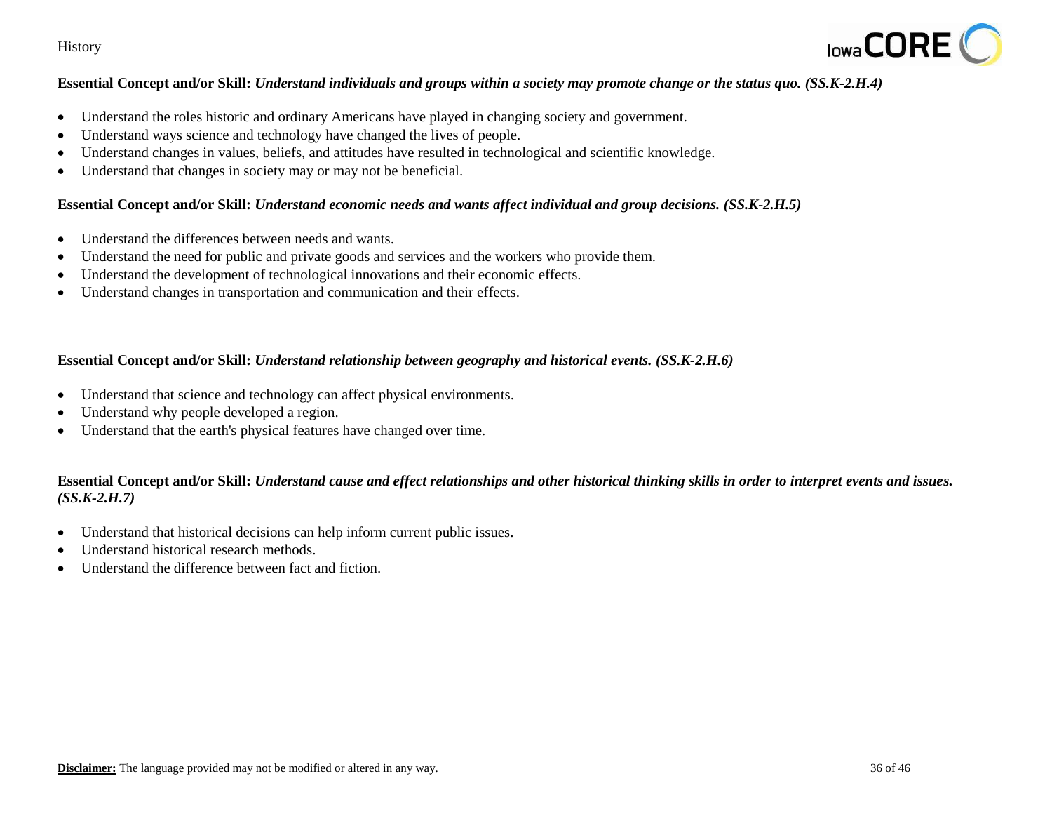**Essential Concept and/or Skill:** ***Understand individuals and groups within a society may promote change or the status quo. (SS.K-2.H.4)***

- Understand the roles historic and ordinary Americans have played in changing society and government.
- Understand ways science and technology have changed the lives of people.
- Understand changes in values, beliefs, and attitudes have resulted in technological and scientific knowledge.
- Understand that changes in society may or may not be beneficial.

**Essential Concept and/or Skill:** ***Understand economic needs and wants affect individual and group decisions. (SS.K-2.H.5)***

- Understand the differences between needs and wants.
- Understand the need for public and private goods and services and the workers who provide them.
- Understand the development of technological innovations and their economic effects.
- Understand changes in transportation and communication and their effects.

**Essential Concept and/or Skill:** ***Understand relationship between geography and historical events. (SS.K-2.H.6)***

- Understand that science and technology can affect physical environments.
- Understand why people developed a region.
- Understand that the earth's physical features have changed over time.

**Essential Concept and/or Skill:** ***Understand cause and effect relationships and other historical thinking skills in order to interpret events and issues. (SS.K-2.H.7)***

- Understand that historical decisions can help inform current public issues.
- Understand historical research methods.
- Understand the difference between fact and fiction.

**Disclaimer:** The language provided may not be modified or altered in any way.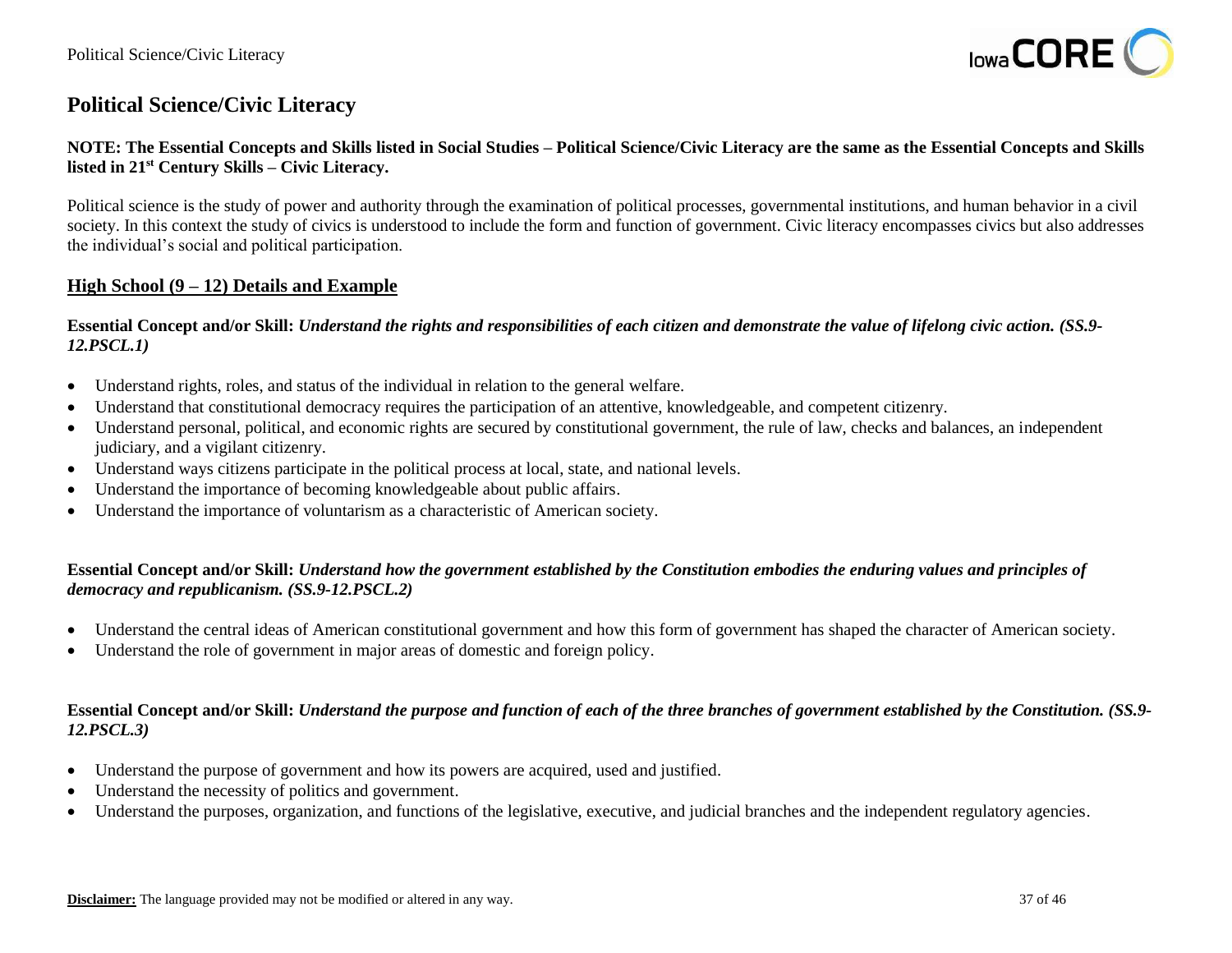## Political Science/Civic Literacy

**NOTE: The Essential Concepts and Skills listed in Social Studies – Political Science/Civic Literacy are the same as the Essential Concepts and Skills listed in 21st Century Skills – Civic Literacy.**

Political science is the study of power and authority through the examination of political processes, governmental institutions, and human behavior in a civil society. In this context the study of civics is understood to include the form and function of government. Civic literacy encompasses civics but also addresses the individual's social and political participation.

### High School (9 – 12) Details and Example

**Essential Concept and/or Skill:** ***Understand the rights and responsibilities of each citizen and demonstrate the value of lifelong civic action. (SS.9-12.PSCL.1)***

- Understand rights, roles, and status of the individual in relation to the general welfare.
- Understand that constitutional democracy requires the participation of an attentive, knowledgeable, and competent citizenry.
- Understand personal, political, and economic rights are secured by constitutional government, the rule of law, checks and balances, an independent judiciary, and a vigilant citizenry.
- Understand ways citizens participate in the political process at local, state, and national levels.
- Understand the importance of becoming knowledgeable about public affairs.
- Understand the importance of voluntarism as a characteristic of American society.

**Essential Concept and/or Skill:** ***Understand how the government established by the Constitution embodies the enduring values and principles of democracy and republicanism. (SS.9-12.PSCL.2)***

- Understand the central ideas of American constitutional government and how this form of government has shaped the character of American society.
- Understand the role of government in major areas of domestic and foreign policy.

**Essential Concept and/or Skill:** ***Understand the purpose and function of each of the three branches of government established by the Constitution. (SS.9-12.PSCL.3)***

- Understand the purpose of government and how its powers are acquired, used and justified.
- Understand the necessity of politics and government.
- Understand the purposes, organization, and functions of the legislative, executive, and judicial branches and the independent regulatory agencies.

**Disclaimer:** The language provided may not be modified or altered in any way.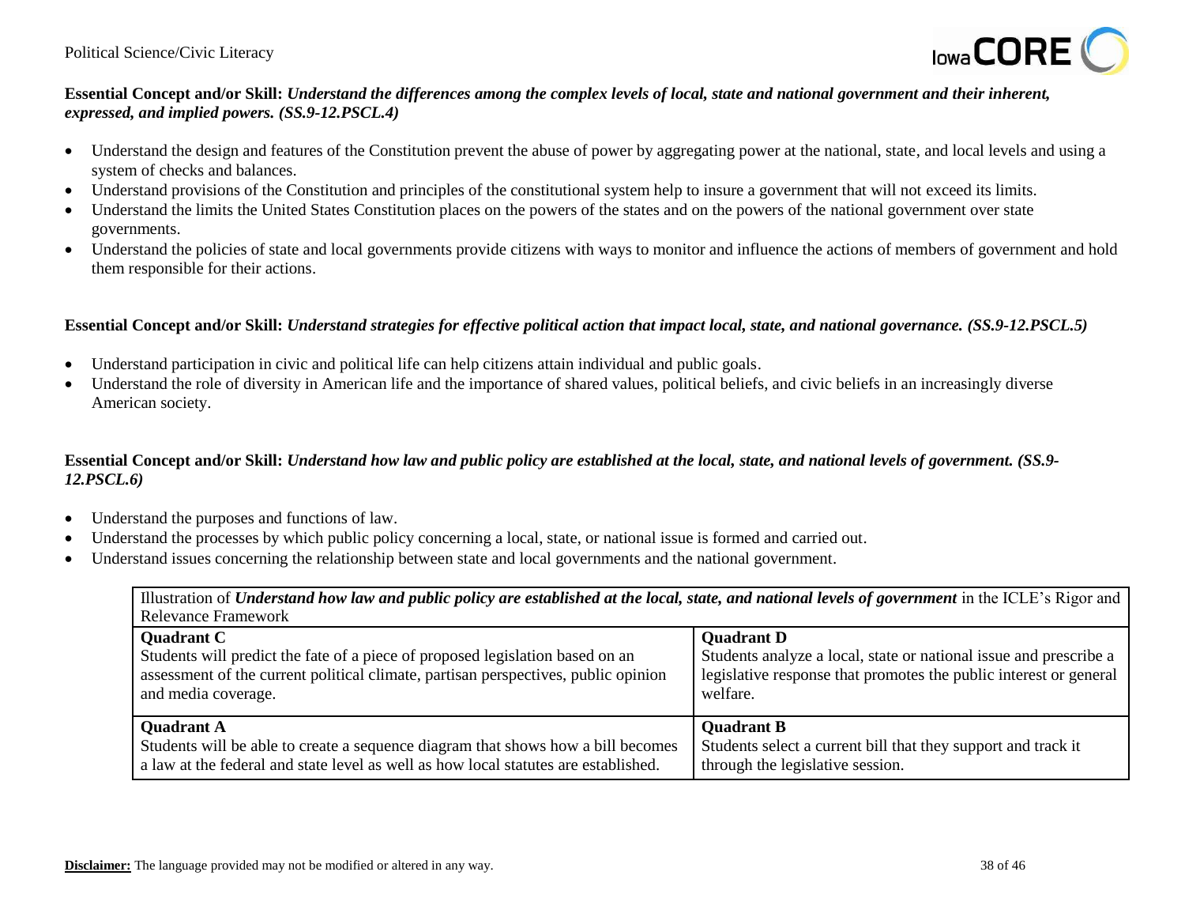**Essential Concept and/or Skill:** ***Understand the differences among the complex levels of local, state and national government and their inherent, expressed, and implied powers. (SS.9-12.PSCL.4)***

- Understand the design and features of the Constitution prevent the abuse of power by aggregating power at the national, state, and local levels and using a system of checks and balances.
- Understand provisions of the Constitution and principles of the constitutional system help to insure a government that will not exceed its limits.
- Understand the limits the United States Constitution places on the powers of the states and on the powers of the national government over state governments.
- Understand the policies of state and local governments provide citizens with ways to monitor and influence the actions of members of government and hold them responsible for their actions.

**Essential Concept and/or Skill:** ***Understand strategies for effective political action that impact local, state, and national governance. (SS.9-12.PSCL.5)***

- Understand participation in civic and political life can help citizens attain individual and public goals.
- Understand the role of diversity in American life and the importance of shared values, political beliefs, and civic beliefs in an increasingly diverse American society.

**Essential Concept and/or Skill:** ***Understand how law and public policy are established at the local, state, and national levels of government. (SS.9-12.PSCL.6)***

- Understand the purposes and functions of law.
- Understand the processes by which public policy concerning a local, state, or national issue is formed and carried out.
- Understand issues concerning the relationship between state and local governments and the national government.

| Illustration of ***Understand how law and public policy are established at the local, state, and national levels of government*** in the ICLE's Rigor and Relevance Framework | |
|---|---|
| **Quadrant C**<br>Students will predict the fate of a piece of proposed legislation based on an assessment of the current political climate, partisan perspectives, public opinion and media coverage. | **Quadrant D**<br>Students analyze a local, state or national issue and prescribe a legislative response that promotes the public interest or general welfare. |
| **Quadrant A**<br>Students will be able to create a sequence diagram that shows how a bill becomes a law at the federal and state level as well as how local statutes are established. | **Quadrant B**<br>Students select a current bill that they support and track it through the legislative session. |

**Disclaimer:** The language provided may not be modified or altered in any way.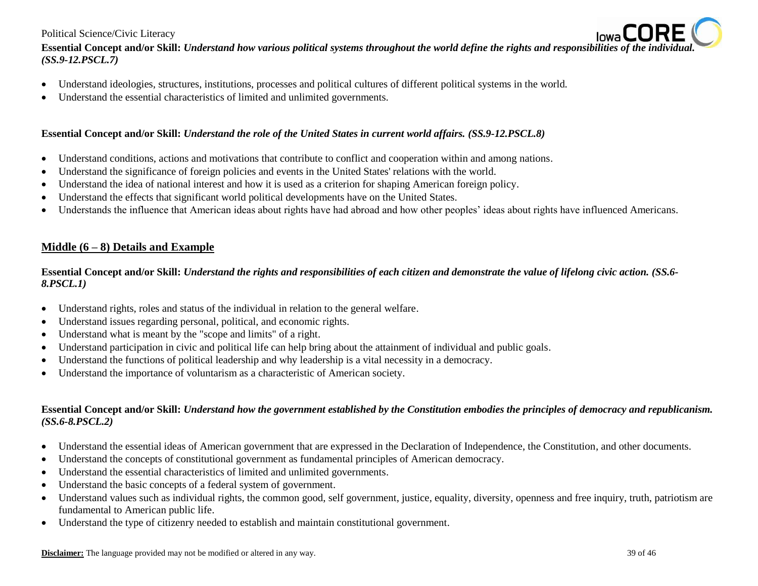**Essential Concept and/or Skill:** ***Understand how various political systems throughout the world define the rights and responsibilities of the individual. (SS.9-12.PSCL.7)***

- Understand ideologies, structures, institutions, processes and political cultures of different political systems in the world.
- Understand the essential characteristics of limited and unlimited governments.

**Essential Concept and/or Skill:** ***Understand the role of the United States in current world affairs. (SS.9-12.PSCL.8)***

- Understand conditions, actions and motivations that contribute to conflict and cooperation within and among nations.
- Understand the significance of foreign policies and events in the United States' relations with the world.
- Understand the idea of national interest and how it is used as a criterion for shaping American foreign policy.
- Understand the effects that significant world political developments have on the United States.
- Understands the influence that American ideas about rights have had abroad and how other peoples' ideas about rights have influenced Americans.

## Middle (6 – 8) Details and Example

**Essential Concept and/or Skill:** ***Understand the rights and responsibilities of each citizen and demonstrate the value of lifelong civic action. (SS.6-8.PSCL.1)***

- Understand rights, roles and status of the individual in relation to the general welfare.
- Understand issues regarding personal, political, and economic rights.
- Understand what is meant by the "scope and limits" of a right.
- Understand participation in civic and political life can help bring about the attainment of individual and public goals.
- Understand the functions of political leadership and why leadership is a vital necessity in a democracy.
- Understand the importance of voluntarism as a characteristic of American society.

**Essential Concept and/or Skill:** ***Understand how the government established by the Constitution embodies the principles of democracy and republicanism. (SS.6-8.PSCL.2)***

- Understand the essential ideas of American government that are expressed in the Declaration of Independence, the Constitution, and other documents.
- Understand the concepts of constitutional government as fundamental principles of American democracy.
- Understand the essential characteristics of limited and unlimited governments.
- Understand the basic concepts of a federal system of government.
- Understand values such as individual rights, the common good, self government, justice, equality, diversity, openness and free inquiry, truth, patriotism are fundamental to American public life.
- Understand the type of citizenry needed to establish and maintain constitutional government.

**Disclaimer:** The language provided may not be modified or altered in any way.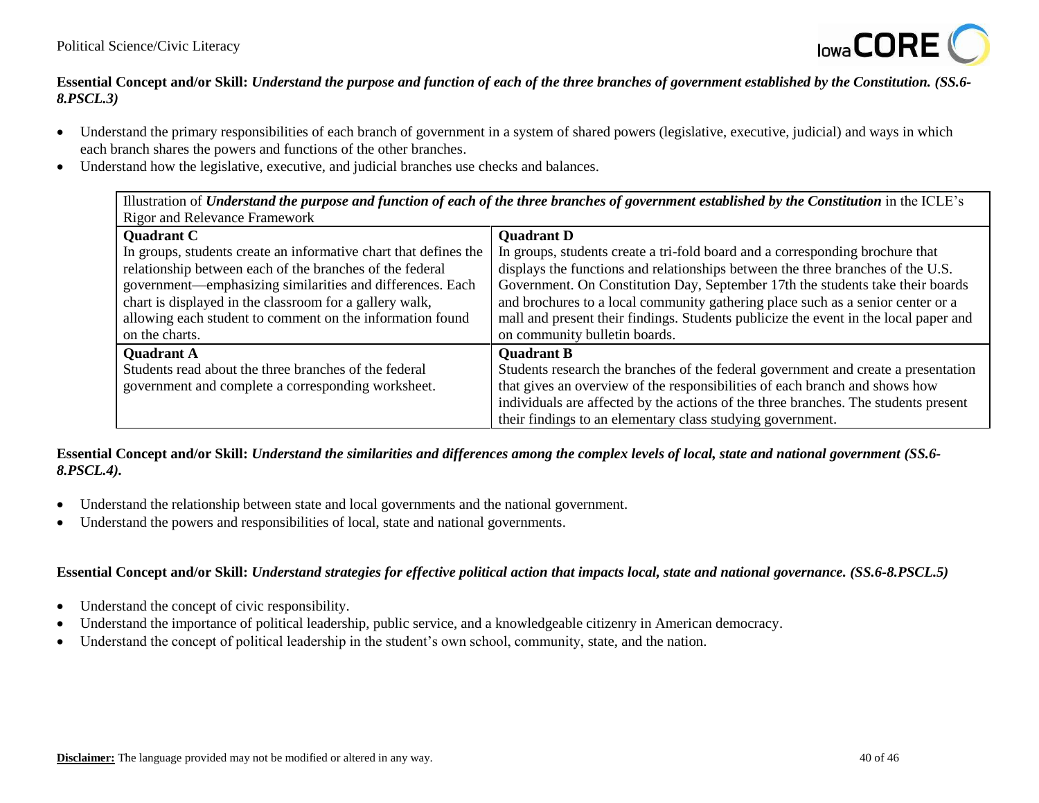**Essential Concept and/or Skill:** ***Understand the purpose and function of each of the three branches of government established by the Constitution. (SS.6-8.PSCL.3)***

- Understand the primary responsibilities of each branch of government in a system of shared powers (legislative, executive, judicial) and ways in which each branch shares the powers and functions of the other branches.
- Understand how the legislative, executive, and judicial branches use checks and balances.

| Illustration of ***Understand the purpose and function of each of the three branches of government established by the Constitution*** in the ICLE's Rigor and Relevance Framework | |
|---|---|
| **Quadrant C**<br>In groups, students create an informative chart that defines the relationship between each of the branches of the federal government—emphasizing similarities and differences. Each chart is displayed in the classroom for a gallery walk, allowing each student to comment on the information found on the charts. | **Quadrant D**<br>In groups, students create a tri-fold board and a corresponding brochure that displays the functions and relationships between the three branches of the U.S. Government. On Constitution Day, September 17th the students take their boards and brochures to a local community gathering place such as a senior center or a mall and present their findings. Students publicize the event in the local paper and on community bulletin boards. |
| **Quadrant A**<br>Students read about the three branches of the federal government and complete a corresponding worksheet. | **Quadrant B**<br>Students research the branches of the federal government and create a presentation that gives an overview of the responsibilities of each branch and shows how individuals are affected by the actions of the three branches. The students present their findings to an elementary class studying government. |

**Essential Concept and/or Skill:** ***Understand the similarities and differences among the complex levels of local, state and national government (SS.6-8.PSCL.4).***

- Understand the relationship between state and local governments and the national government.
- Understand the powers and responsibilities of local, state and national governments.

**Essential Concept and/or Skill:** ***Understand strategies for effective political action that impacts local, state and national governance. (SS.6-8.PSCL.5)***

- Understand the concept of civic responsibility.
- Understand the importance of political leadership, public service, and a knowledgeable citizenry in American democracy.
- Understand the concept of political leadership in the student's own school, community, state, and the nation.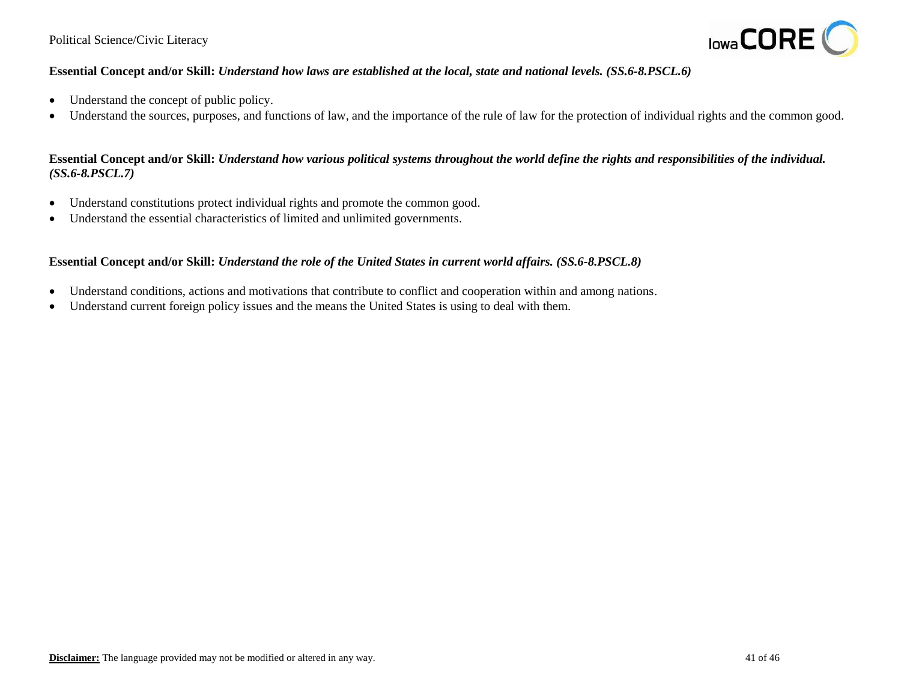**Essential Concept and/or Skill:** ***Understand how laws are established at the local, state and national levels. (SS.6-8.PSCL.6)***

- Understand the concept of public policy.
- Understand the sources, purposes, and functions of law, and the importance of the rule of law for the protection of individual rights and the common good.

**Essential Concept and/or Skill:** ***Understand how various political systems throughout the world define the rights and responsibilities of the individual. (SS.6-8.PSCL.7)***

- Understand constitutions protect individual rights and promote the common good.
- Understand the essential characteristics of limited and unlimited governments.

**Essential Concept and/or Skill:** ***Understand the role of the United States in current world affairs. (SS.6-8.PSCL.8)***

- Understand conditions, actions and motivations that contribute to conflict and cooperation within and among nations.
- Understand current foreign policy issues and the means the United States is using to deal with them.

**Disclaimer:** The language provided may not be modified or altered in any way.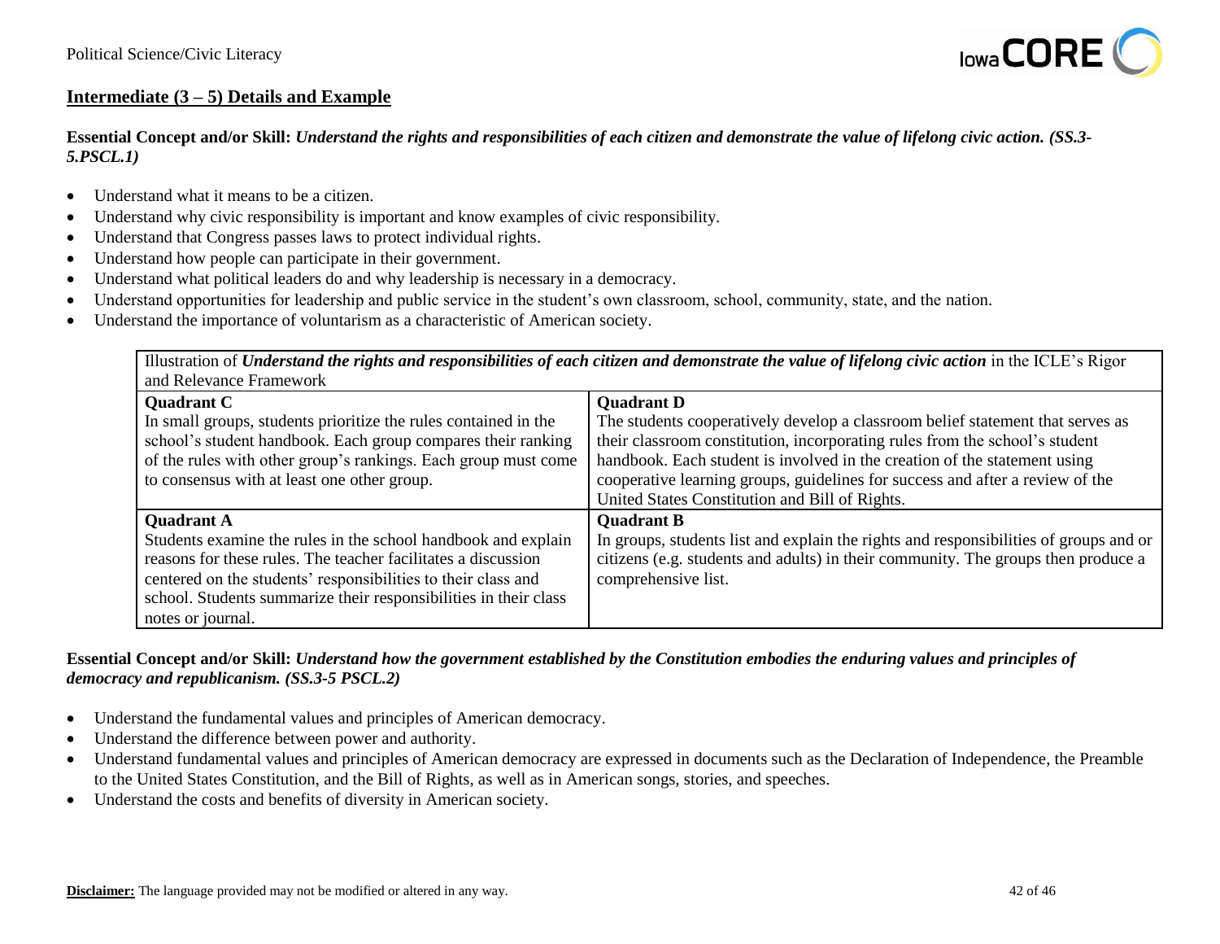## Intermediate (3 – 5) Details and Example

**Essential Concept and/or Skill:** ***Understand the rights and responsibilities of each citizen and demonstrate the value of lifelong civic action. (SS.3-5.PSCL.1)***

- Understand what it means to be a citizen.
- Understand why civic responsibility is important and know examples of civic responsibility.
- Understand that Congress passes laws to protect individual rights.
- Understand how people can participate in their government.
- Understand what political leaders do and why leadership is necessary in a democracy.
- Understand opportunities for leadership and public service in the student's own classroom, school, community, state, and the nation.
- Understand the importance of voluntarism as a characteristic of American society.

| Illustration of ***Understand the rights and responsibilities of each citizen and demonstrate the value of lifelong civic action*** in the ICLE's Rigor and Relevance Framework | |
|---|---|
| **Quadrant C**<br>In small groups, students prioritize the rules contained in the school's student handbook. Each group compares their ranking of the rules with other group's rankings. Each group must come to consensus with at least one other group. | **Quadrant D**<br>The students cooperatively develop a classroom belief statement that serves as their classroom constitution, incorporating rules from the school's student handbook. Each student is involved in the creation of the statement using cooperative learning groups, guidelines for success and after a review of the United States Constitution and Bill of Rights. |
| **Quadrant A**<br>Students examine the rules in the school handbook and explain reasons for these rules. The teacher facilitates a discussion centered on the students' responsibilities to their class and school. Students summarize their responsibilities in their class notes or journal. | **Quadrant B**<br>In groups, students list and explain the rights and responsibilities of groups and or citizens (e.g. students and adults) in their community. The groups then produce a comprehensive list. |

**Essential Concept and/or Skill:** ***Understand how the government established by the Constitution embodies the enduring values and principles of democracy and republicanism. (SS.3-5 PSCL.2)***

- Understand the fundamental values and principles of American democracy.
- Understand the difference between power and authority.
- Understand fundamental values and principles of American democracy are expressed in documents such as the Declaration of Independence, the Preamble to the United States Constitution, and the Bill of Rights, as well as in American songs, stories, and speeches.
- Understand the costs and benefits of diversity in American society.

**Disclaimer:** The language provided may not be modified or altered in any way.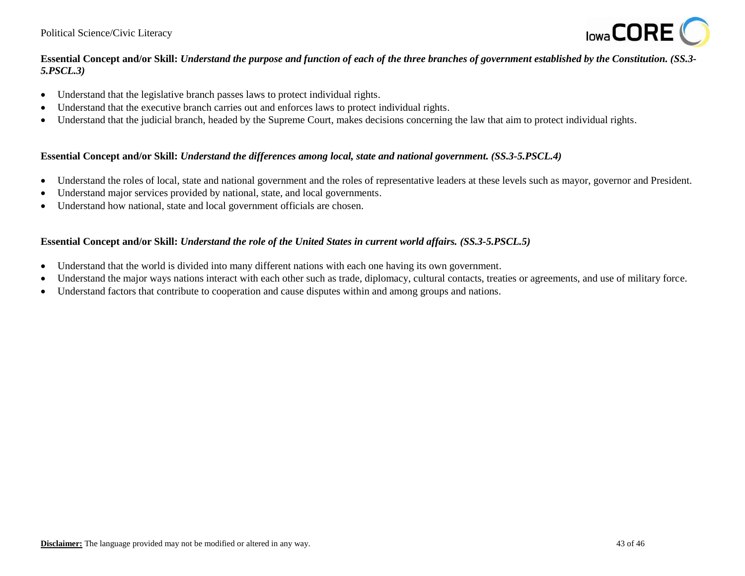**Essential Concept and/or Skill:** ***Understand the purpose and function of each of the three branches of government established by the Constitution. (SS.3-5.PSCL.3)***

- Understand that the legislative branch passes laws to protect individual rights.
- Understand that the executive branch carries out and enforces laws to protect individual rights.
- Understand that the judicial branch, headed by the Supreme Court, makes decisions concerning the law that aim to protect individual rights.

**Essential Concept and/or Skill:** ***Understand the differences among local, state and national government. (SS.3-5.PSCL.4)***

- Understand the roles of local, state and national government and the roles of representative leaders at these levels such as mayor, governor and President.
- Understand major services provided by national, state, and local governments.
- Understand how national, state and local government officials are chosen.

**Essential Concept and/or Skill:** ***Understand the role of the United States in current world affairs. (SS.3-5.PSCL.5)***

- Understand that the world is divided into many different nations with each one having its own government.
- Understand the major ways nations interact with each other such as trade, diplomacy, cultural contacts, treaties or agreements, and use of military force.
- Understand factors that contribute to cooperation and cause disputes within and among groups and nations.

**Disclaimer:** The language provided may not be modified or altered in any way.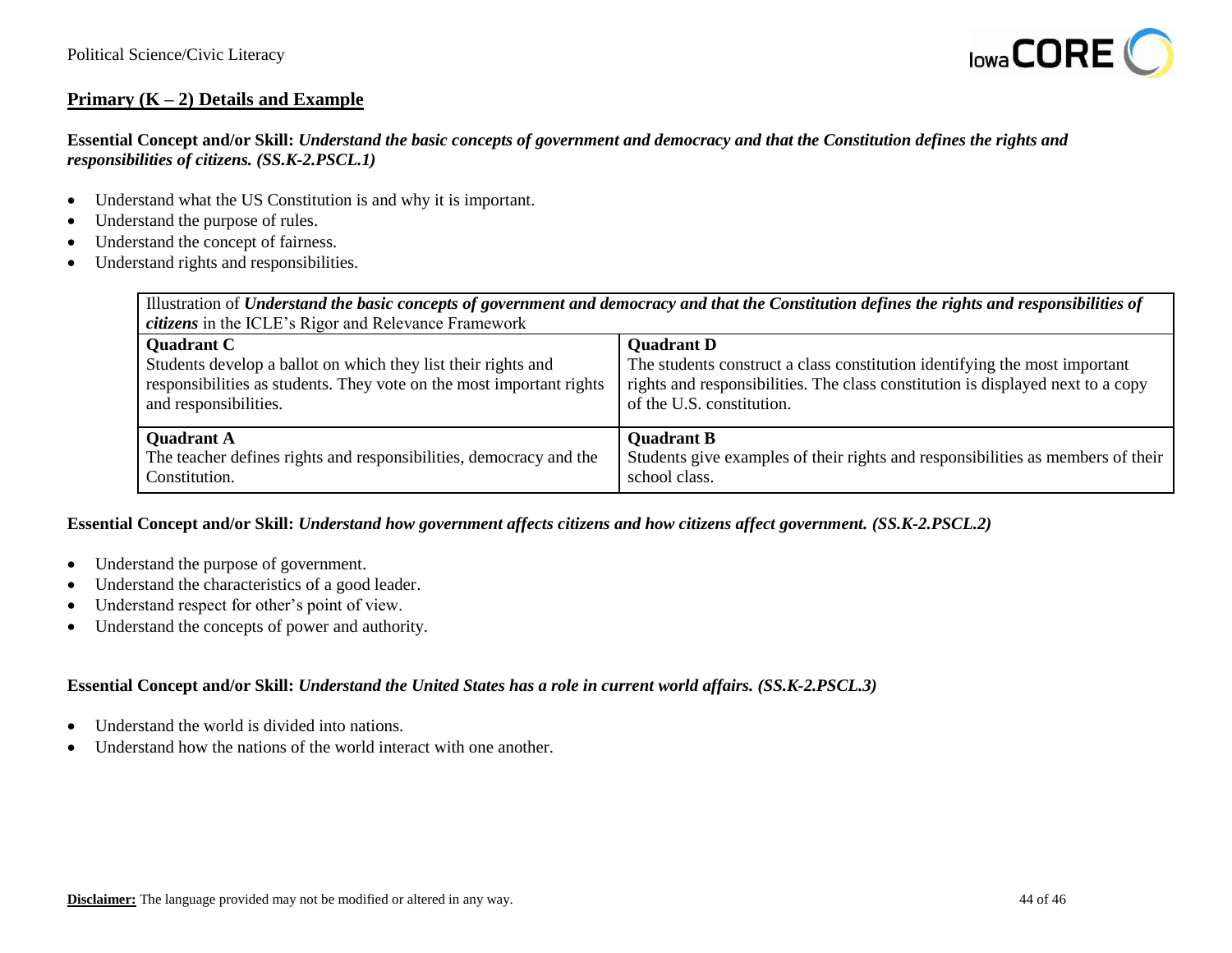## Primary (K – 2) Details and Example

**Essential Concept and/or Skill:** ***Understand the basic concepts of government and democracy and that the Constitution defines the rights and responsibilities of citizens. (SS.K-2.PSCL.1)***

- Understand what the US Constitution is and why it is important.
- Understand the purpose of rules.
- Understand the concept of fairness.
- Understand rights and responsibilities.

| Illustration of ***Understand the basic concepts of government and democracy and that the Constitution defines the rights and responsibilities of citizens*** in the ICLE's Rigor and Relevance Framework | |
|---|---|
| **Quadrant C**<br>Students develop a ballot on which they list their rights and responsibilities as students. They vote on the most important rights and responsibilities. | **Quadrant D**<br>The students construct a class constitution identifying the most important rights and responsibilities. The class constitution is displayed next to a copy of the U.S. constitution. |
| **Quadrant A**<br>The teacher defines rights and responsibilities, democracy and the Constitution. | **Quadrant B**<br>Students give examples of their rights and responsibilities as members of their school class. |

**Essential Concept and/or Skill:** ***Understand how government affects citizens and how citizens affect government. (SS.K-2.PSCL.2)***

- Understand the purpose of government.
- Understand the characteristics of a good leader.
- Understand respect for other's point of view.
- Understand the concepts of power and authority.

**Essential Concept and/or Skill:** ***Understand the United States has a role in current world affairs. (SS.K-2.PSCL.3)***

- Understand the world is divided into nations.
- Understand how the nations of the world interact with one another.

**Disclaimer:** The language provided may not be modified or altered in any way.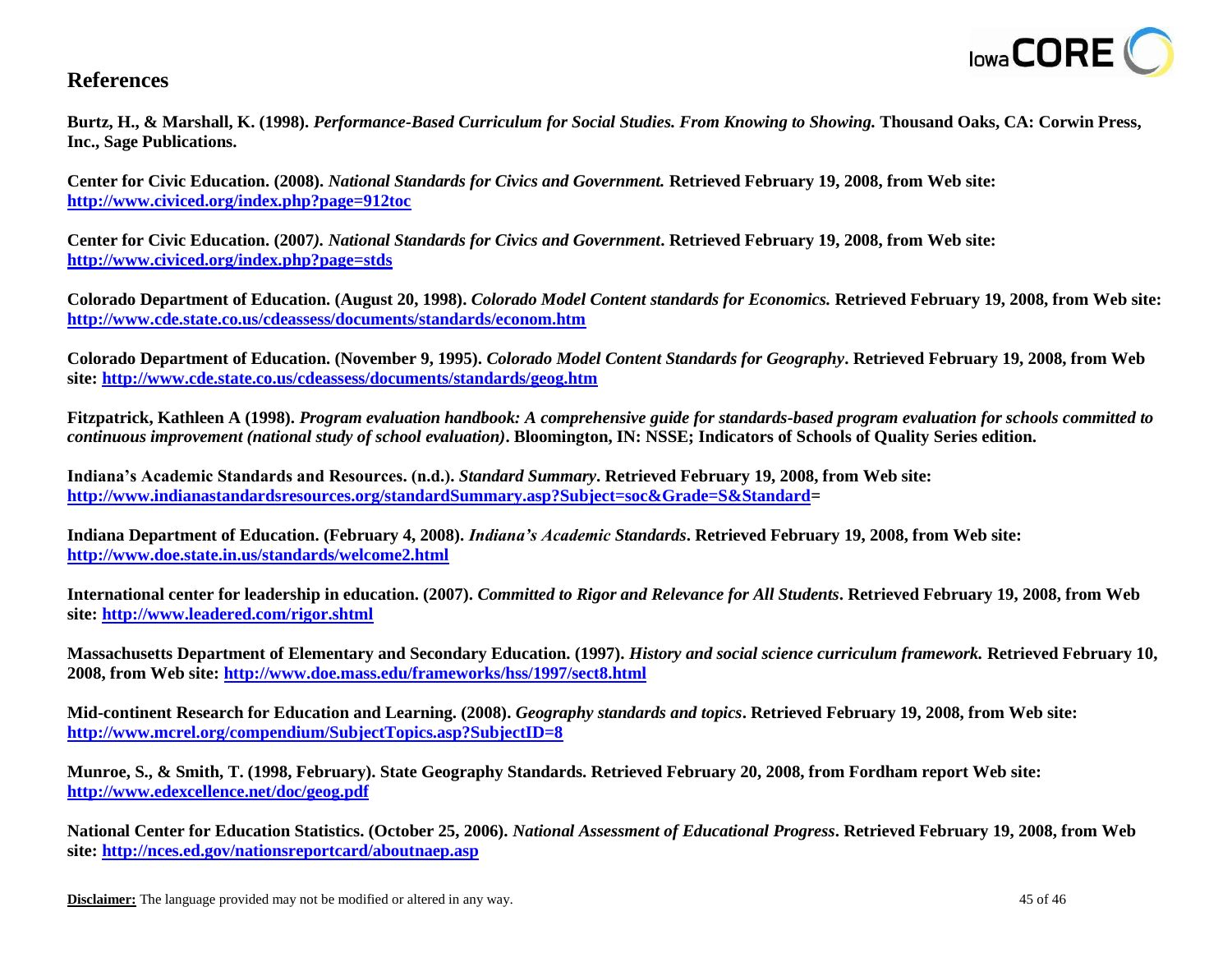## References

**Burtz, H., & Marshall, K. (1998).** ***Performance-Based Curriculum for Social Studies. From Knowing to Showing.*** **Thousand Oaks, CA: Corwin Press, Inc., Sage Publications.**

**Center for Civic Education. (2008).** ***National Standards for Civics and Government.*** **Retrieved February 19, 2008, from Web site: http://www.civiced.org/index.php?page=912toc**

**Center for Civic Education. (2007).** ***National Standards for Civics and Government*****. Retrieved February 19, 2008, from Web site: http://www.civiced.org/index.php?page=stds**

**Colorado Department of Education. (August 20, 1998).** ***Colorado Model Content standards for Economics.*** **Retrieved February 19, 2008, from Web site: http://www.cde.state.co.us/cdeassess/documents/standards/econom.htm**

**Colorado Department of Education. (November 9, 1995).** ***Colorado Model Content Standards for Geography*****. Retrieved February 19, 2008, from Web site: http://www.cde.state.co.us/cdeassess/documents/standards/geog.htm**

**Fitzpatrick, Kathleen A (1998).** ***Program evaluation handbook: A comprehensive guide for standards-based program evaluation for schools committed to continuous improvement (national study of school evaluation)*****. Bloomington, IN: NSSE; Indicators of Schools of Quality Series edition.**

**Indiana's Academic Standards and Resources. (n.d.).** ***Standard Summary*****. Retrieved February 19, 2008, from Web site: http://www.indianastandardsresources.org/standardSummary.asp?Subject=soc&Grade=S&Standard=**

**Indiana Department of Education. (February 4, 2008).** ***Indiana's Academic Standards*****. Retrieved February 19, 2008, from Web site: http://www.doe.state.in.us/standards/welcome2.html**

**International center for leadership in education. (2007).** ***Committed to Rigor and Relevance for All Students*****. Retrieved February 19, 2008, from Web site: http://www.leadered.com/rigor.shtml**

**Massachusetts Department of Elementary and Secondary Education. (1997).** ***History and social science curriculum framework.*** **Retrieved February 10, 2008, from Web site: http://www.doe.mass.edu/frameworks/hss/1997/sect8.html**

**Mid-continent Research for Education and Learning. (2008).** ***Geography standards and topics*****. Retrieved February 19, 2008, from Web site: http://www.mcrel.org/compendium/SubjectTopics.asp?SubjectID=8**

**Munroe, S., & Smith, T. (1998, February). State Geography Standards. Retrieved February 20, 2008, from Fordham report Web site: http://www.edexcellence.net/doc/geog.pdf**

**National Center for Education Statistics. (October 25, 2006).** ***National Assessment of Educational Progress*****. Retrieved February 19, 2008, from Web site: http://nces.ed.gov/nationsreportcard/aboutnaep.asp**

**Disclaimer:** The language provided may not be modified or altered in any way.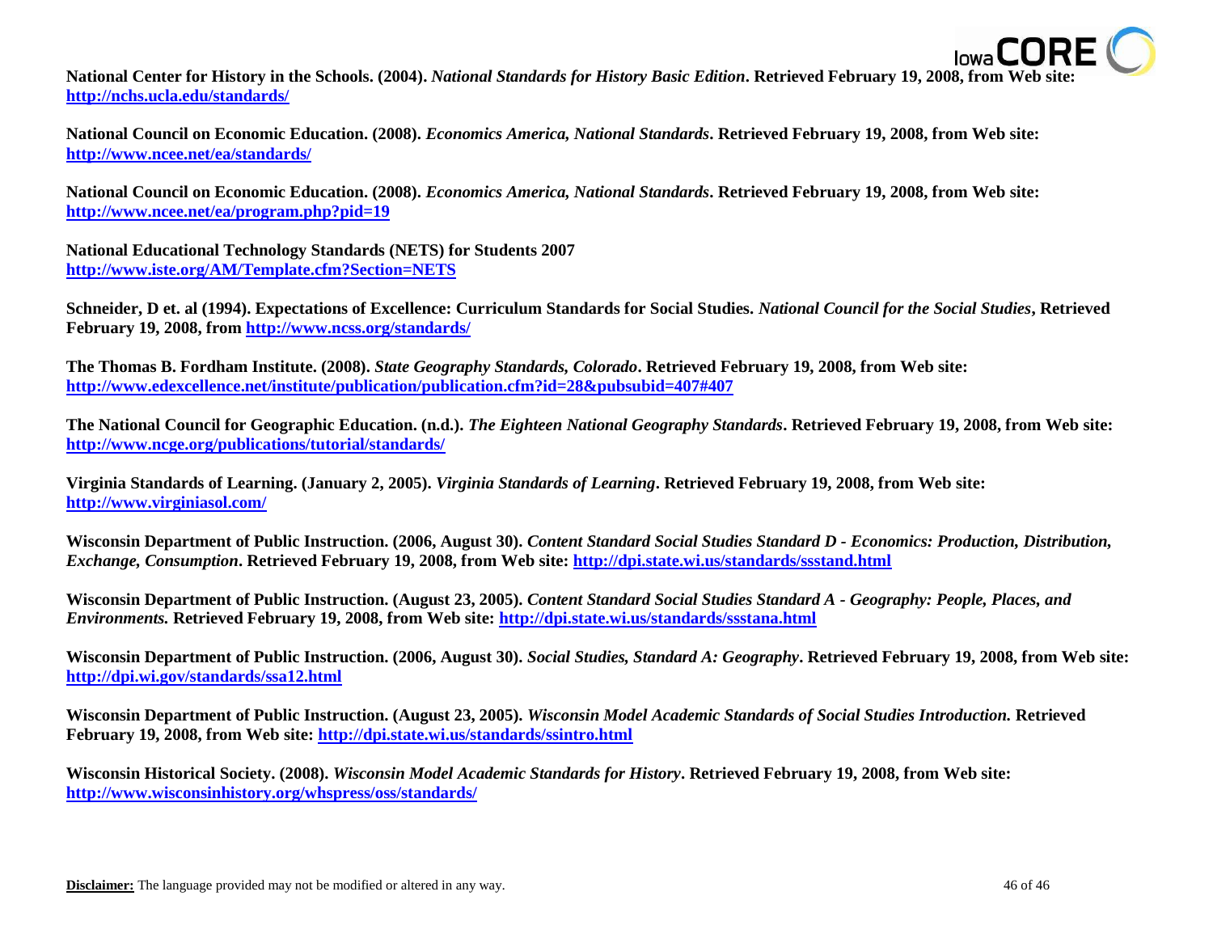**National Center for History in the Schools. (2004).** ***National Standards for History Basic Edition*****. Retrieved February 19, 2008, from Web site:** **http://nchs.ucla.edu/standards/**

**National Council on Economic Education. (2008).** ***Economics America, National Standards*****. Retrieved February 19, 2008, from Web site:** **http://www.ncee.net/ea/standards/**

**National Council on Economic Education. (2008).** ***Economics America, National Standards*****. Retrieved February 19, 2008, from Web site:** **http://www.ncee.net/ea/program.php?pid=19**

**National Educational Technology Standards (NETS) for Students 2007** **http://www.iste.org/AM/Template.cfm?Section=NETS**

**Schneider, D et. al (1994). Expectations of Excellence: Curriculum Standards for Social Studies.** ***National Council for the Social Studies*****, Retrieved February 19, 2008, from** **http://www.ncss.org/standards/**

**The Thomas B. Fordham Institute. (2008).** ***State Geography Standards, Colorado*****. Retrieved February 19, 2008, from Web site:** **http://www.edexcellence.net/institute/publication/publication.cfm?id=28&pubsubid=407#407**

**The National Council for Geographic Education. (n.d.).** ***The Eighteen National Geography Standards*****. Retrieved February 19, 2008, from Web site:** **http://www.ncge.org/publications/tutorial/standards/**

**Virginia Standards of Learning. (January 2, 2005).** ***Virginia Standards of Learning*****. Retrieved February 19, 2008, from Web site:** **http://www.virginiasol.com/**

**Wisconsin Department of Public Instruction. (2006, August 30).** ***Content Standard Social Studies Standard D - Economics: Production, Distribution, Exchange, Consumption*****. Retrieved February 19, 2008, from Web site:** **http://dpi.state.wi.us/standards/ssstand.html**

**Wisconsin Department of Public Instruction. (August 23, 2005).** ***Content Standard Social Studies Standard A - Geography: People, Places, and Environments.*** **Retrieved February 19, 2008, from Web site:** **http://dpi.state.wi.us/standards/ssstana.html**

**Wisconsin Department of Public Instruction. (2006, August 30).** ***Social Studies, Standard A: Geography*****. Retrieved February 19, 2008, from Web site:** **http://dpi.wi.gov/standards/ssa12.html**

**Wisconsin Department of Public Instruction. (August 23, 2005).** ***Wisconsin Model Academic Standards of Social Studies Introduction.*** **Retrieved February 19, 2008, from Web site:** **http://dpi.state.wi.us/standards/ssintro.html**

**Wisconsin Historical Society. (2008).** ***Wisconsin Model Academic Standards for History*****. Retrieved February 19, 2008, from Web site:** **http://www.wisconsinhistory.org/whspress/oss/standards/**

**Disclaimer:** The language provided may not be modified or altered in any way.